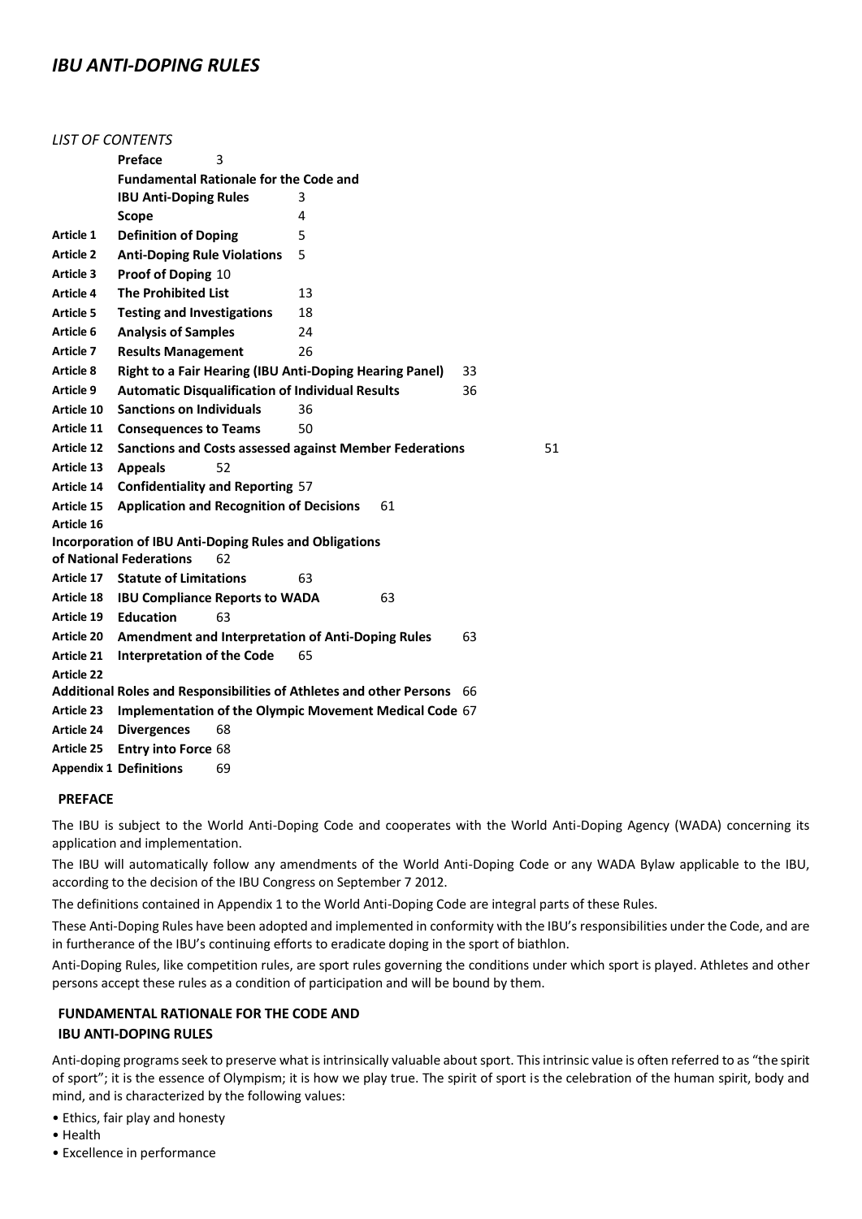# *IBU ANTI-DOPING RULES*

*LIST OF CONTENTS*

| | | |
|---|---|---|
| | **Preface** | 3 |
| | **Fundamental Rationale for the Code and IBU Anti-Doping Rules** | 3 |
| | **Scope** | 4 |
| **Article 1** | **Definition of Doping** | 5 |
| **Article 2** | **Anti-Doping Rule Violations** | 5 |
| **Article 3** | **Proof of Doping** | 10 |
| **Article 4** | **The Prohibited List** | 13 |
| **Article 5** | **Testing and Investigations** | 18 |
| **Article 6** | **Analysis of Samples** | 24 |
| **Article 7** | **Results Management** | 26 |
| **Article 8** | **Right to a Fair Hearing (IBU Anti-Doping Hearing Panel)** | 33 |
| **Article 9** | **Automatic Disqualification of Individual Results** | 36 |
| **Article 10** | **Sanctions on Individuals** | 36 |
| **Article 11** | **Consequences to Teams** | 50 |
| **Article 12** | **Sanctions and Costs assessed against Member Federations** | 51 |
| **Article 13** | **Appeals** | 52 |
| **Article 14** | **Confidentiality and Reporting** | 57 |
| **Article 15** | **Application and Recognition of Decisions** | 61 |
| **Article 16** | **Incorporation of IBU Anti-Doping Rules and Obligations of National Federations** | 62 |
| **Article 17** | **Statute of Limitations** | 63 |
| **Article 18** | **IBU Compliance Reports to WADA** | 63 |
| **Article 19** | **Education** | 63 |
| **Article 20** | **Amendment and Interpretation of Anti-Doping Rules** | 63 |
| **Article 21** | **Interpretation of the Code** | 65 |
| **Article 22** | **Additional Roles and Responsibilities of Athletes and other Persons** | 66 |
| **Article 23** | **Implementation of the Olympic Movement Medical Code** | 67 |
| **Article 24** | **Divergences** | 68 |
| **Article 25** | **Entry into Force** | 68 |
| **Appendix 1** | **Definitions** | 69 |

## PREFACE

The IBU is subject to the World Anti-Doping Code and cooperates with the World Anti-Doping Agency (WADA) concerning its application and implementation.

The IBU will automatically follow any amendments of the World Anti-Doping Code or any WADA Bylaw applicable to the IBU, according to the decision of the IBU Congress on September 7 2012.

The definitions contained in Appendix 1 to the World Anti-Doping Code are integral parts of these Rules.

These Anti-Doping Rules have been adopted and implemented in conformity with the IBU's responsibilities under the Code, and are in furtherance of the IBU's continuing efforts to eradicate doping in the sport of biathlon.

Anti-Doping Rules, like competition rules, are sport rules governing the conditions under which sport is played. Athletes and other persons accept these rules as a condition of participation and will be bound by them.

## FUNDAMENTAL RATIONALE FOR THE CODE AND IBU ANTI-DOPING RULES

Anti-doping programs seek to preserve what is intrinsically valuable about sport. This intrinsic value is often referred to as "the spirit of sport"; it is the essence of Olympism; it is how we play true. The spirit of sport is the celebration of the human spirit, body and mind, and is characterized by the following values:

- Ethics, fair play and honesty
- Health
- Excellence in performance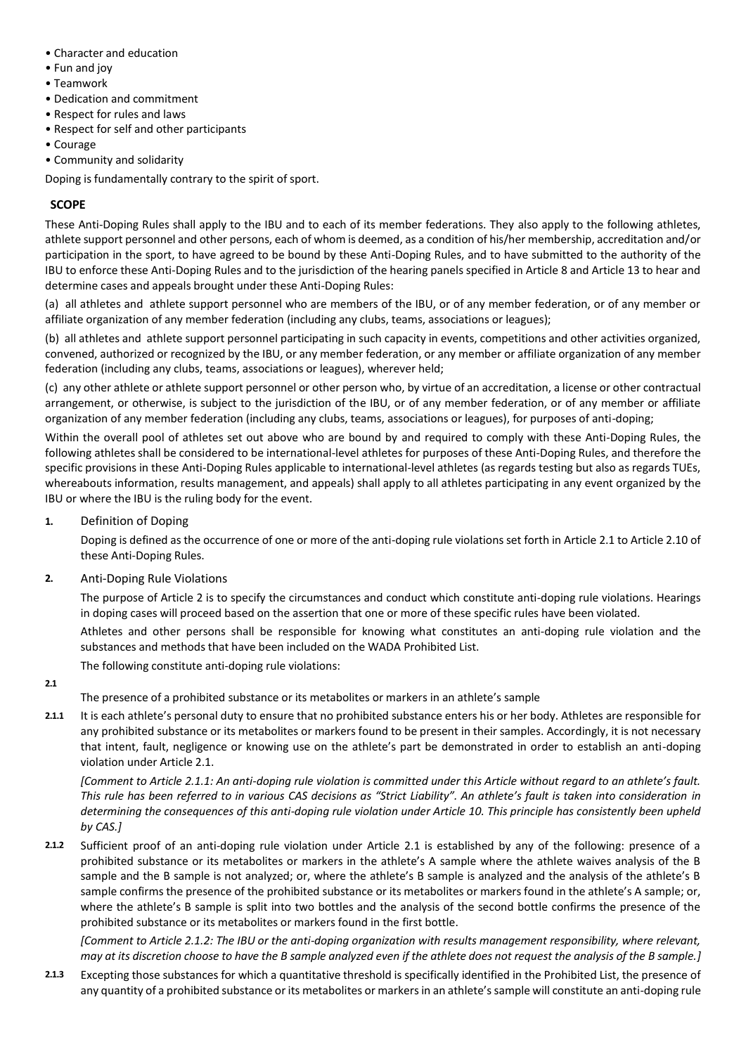- Character and education
- Fun and joy
- Teamwork
- Dedication and commitment
- Respect for rules and laws
- Respect for self and other participants
- Courage
- Community and solidarity

Doping is fundamentally contrary to the spirit of sport.

## SCOPE

These Anti-Doping Rules shall apply to the IBU and to each of its member federations. They also apply to the following athletes, athlete support personnel and other persons, each of whom is deemed, as a condition of his/her membership, accreditation and/or participation in the sport, to have agreed to be bound by these Anti-Doping Rules, and to have submitted to the authority of the IBU to enforce these Anti-Doping Rules and to the jurisdiction of the hearing panels specified in Article 8 and Article 13 to hear and determine cases and appeals brought under these Anti-Doping Rules:

(a) all athletes and athlete support personnel who are members of the IBU, or of any member federation, or of any member or affiliate organization of any member federation (including any clubs, teams, associations or leagues);

(b) all athletes and athlete support personnel participating in such capacity in events, competitions and other activities organized, convened, authorized or recognized by the IBU, or any member federation, or any member or affiliate organization of any member federation (including any clubs, teams, associations or leagues), wherever held;

(c) any other athlete or athlete support personnel or other person who, by virtue of an accreditation, a license or other contractual arrangement, or otherwise, is subject to the jurisdiction of the IBU, or of any member federation, or of any member or affiliate organization of any member federation (including any clubs, teams, associations or leagues), for purposes of anti-doping;

Within the overall pool of athletes set out above who are bound by and required to comply with these Anti-Doping Rules, the following athletes shall be considered to be international-level athletes for purposes of these Anti-Doping Rules, and therefore the specific provisions in these Anti-Doping Rules applicable to international-level athletes (as regards testing but also as regards TUEs, whereabouts information, results management, and appeals) shall apply to all athletes participating in any event organized by the IBU or where the IBU is the ruling body for the event.

**1.** Definition of Doping

Doping is defined as the occurrence of one or more of the anti-doping rule violations set forth in Article 2.1 to Article 2.10 of these Anti-Doping Rules.

**2.** Anti-Doping Rule Violations

The purpose of Article 2 is to specify the circumstances and conduct which constitute anti-doping rule violations. Hearings in doping cases will proceed based on the assertion that one or more of these specific rules have been violated.

Athletes and other persons shall be responsible for knowing what constitutes an anti-doping rule violation and the substances and methods that have been included on the WADA Prohibited List.

The following constitute anti-doping rule violations:

**2.1** The presence of a prohibited substance or its metabolites or markers in an athlete's sample

**2.1.1** It is each athlete's personal duty to ensure that no prohibited substance enters his or her body. Athletes are responsible for any prohibited substance or its metabolites or markers found to be present in their samples. Accordingly, it is not necessary that intent, fault, negligence or knowing use on the athlete's part be demonstrated in order to establish an anti-doping violation under Article 2.1.

*[Comment to Article 2.1.1: An anti-doping rule violation is committed under this Article without regard to an athlete's fault. This rule has been referred to in various CAS decisions as "Strict Liability". An athlete's fault is taken into consideration in determining the consequences of this anti-doping rule violation under Article 10. This principle has consistently been upheld by CAS.]*

**2.1.2** Sufficient proof of an anti-doping rule violation under Article 2.1 is established by any of the following: presence of a prohibited substance or its metabolites or markers in the athlete's A sample where the athlete waives analysis of the B sample and the B sample is not analyzed; or, where the athlete's B sample is analyzed and the analysis of the athlete's B sample confirms the presence of the prohibited substance or its metabolites or markers found in the athlete's A sample; or, where the athlete's B sample is split into two bottles and the analysis of the second bottle confirms the presence of the prohibited substance or its metabolites or markers found in the first bottle.

*[Comment to Article 2.1.2: The IBU or the anti-doping organization with results management responsibility, where relevant, may at its discretion choose to have the B sample analyzed even if the athlete does not request the analysis of the B sample.]*

**2.1.3** Excepting those substances for which a quantitative threshold is specifically identified in the Prohibited List, the presence of any quantity of a prohibited substance or its metabolites or markers in an athlete's sample will constitute an anti-doping rule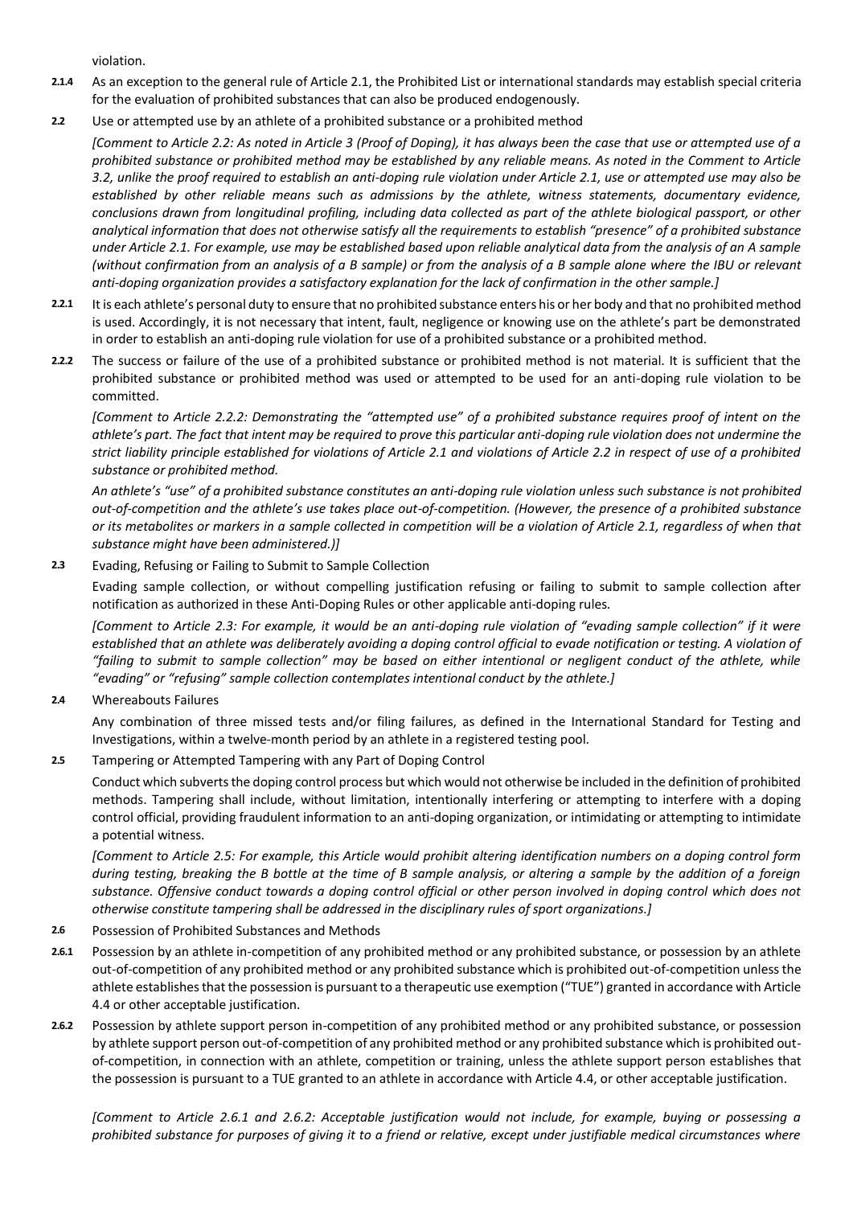violation.

**2.1.4** As an exception to the general rule of Article 2.1, the Prohibited List or international standards may establish special criteria for the evaluation of prohibited substances that can also be produced endogenously.

**2.2** Use or attempted use by an athlete of a prohibited substance or a prohibited method

*[Comment to Article 2.2: As noted in Article 3 (Proof of Doping), it has always been the case that use or attempted use of a prohibited substance or prohibited method may be established by any reliable means. As noted in the Comment to Article 3.2, unlike the proof required to establish an anti-doping rule violation under Article 2.1, use or attempted use may also be established by other reliable means such as admissions by the athlete, witness statements, documentary evidence, conclusions drawn from longitudinal profiling, including data collected as part of the athlete biological passport, or other analytical information that does not otherwise satisfy all the requirements to establish "presence" of a prohibited substance under Article 2.1. For example, use may be established based upon reliable analytical data from the analysis of an A sample (without confirmation from an analysis of a B sample) or from the analysis of a B sample alone where the IBU or relevant anti-doping organization provides a satisfactory explanation for the lack of confirmation in the other sample.]*

**2.2.1** It is each athlete's personal duty to ensure that no prohibited substance enters his or her body and that no prohibited method is used. Accordingly, it is not necessary that intent, fault, negligence or knowing use on the athlete's part be demonstrated in order to establish an anti-doping rule violation for use of a prohibited substance or a prohibited method.

**2.2.2** The success or failure of the use of a prohibited substance or prohibited method is not material. It is sufficient that the prohibited substance or prohibited method was used or attempted to be used for an anti-doping rule violation to be committed.

*[Comment to Article 2.2.2: Demonstrating the "attempted use" of a prohibited substance requires proof of intent on the athlete's part. The fact that intent may be required to prove this particular anti-doping rule violation does not undermine the strict liability principle established for violations of Article 2.1 and violations of Article 2.2 in respect of use of a prohibited substance or prohibited method.*

*An athlete's "use" of a prohibited substance constitutes an anti-doping rule violation unless such substance is not prohibited out-of-competition and the athlete's use takes place out-of-competition. (However, the presence of a prohibited substance or its metabolites or markers in a sample collected in competition will be a violation of Article 2.1, regardless of when that substance might have been administered.)]*

**2.3** Evading, Refusing or Failing to Submit to Sample Collection

Evading sample collection, or without compelling justification refusing or failing to submit to sample collection after notification as authorized in these Anti-Doping Rules or other applicable anti-doping rules.

*[Comment to Article 2.3: For example, it would be an anti-doping rule violation of "evading sample collection" if it were established that an athlete was deliberately avoiding a doping control official to evade notification or testing. A violation of "failing to submit to sample collection" may be based on either intentional or negligent conduct of the athlete, while "evading" or "refusing" sample collection contemplates intentional conduct by the athlete.]*

**2.4** Whereabouts Failures

Any combination of three missed tests and/or filing failures, as defined in the International Standard for Testing and Investigations, within a twelve-month period by an athlete in a registered testing pool.

**2.5** Tampering or Attempted Tampering with any Part of Doping Control

Conduct which subverts the doping control process but which would not otherwise be included in the definition of prohibited methods. Tampering shall include, without limitation, intentionally interfering or attempting to interfere with a doping control official, providing fraudulent information to an anti-doping organization, or intimidating or attempting to intimidate a potential witness.

*[Comment to Article 2.5: For example, this Article would prohibit altering identification numbers on a doping control form during testing, breaking the B bottle at the time of B sample analysis, or altering a sample by the addition of a foreign substance. Offensive conduct towards a doping control official or other person involved in doping control which does not otherwise constitute tampering shall be addressed in the disciplinary rules of sport organizations.]*

**2.6** Possession of Prohibited Substances and Methods

**2.6.1** Possession by an athlete in-competition of any prohibited method or any prohibited substance, or possession by an athlete out-of-competition of any prohibited method or any prohibited substance which is prohibited out-of-competition unless the athlete establishes that the possession is pursuant to a therapeutic use exemption ("TUE") granted in accordance with Article 4.4 or other acceptable justification.

**2.6.2** Possession by athlete support person in-competition of any prohibited method or any prohibited substance, or possession by athlete support person out-of-competition of any prohibited method or any prohibited substance which is prohibited out-of-competition, in connection with an athlete, competition or training, unless the athlete support person establishes that the possession is pursuant to a TUE granted to an athlete in accordance with Article 4.4, or other acceptable justification.

*[Comment to Article 2.6.1 and 2.6.2: Acceptable justification would not include, for example, buying or possessing a prohibited substance for purposes of giving it to a friend or relative, except under justifiable medical circumstances where*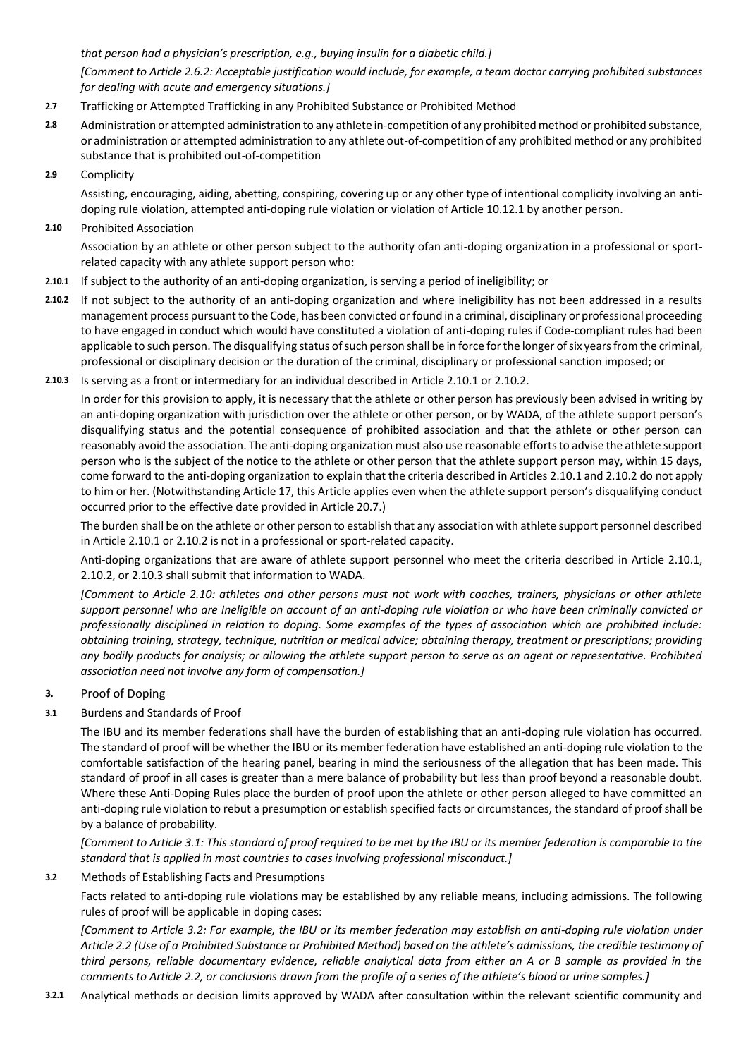*that person had a physician's prescription, e.g., buying insulin for a diabetic child.]*

*[Comment to Article 2.6.2: Acceptable justification would include, for example, a team doctor carrying prohibited substances for dealing with acute and emergency situations.]*

**2.7** Trafficking or Attempted Trafficking in any Prohibited Substance or Prohibited Method

**2.8** Administration or attempted administration to any athlete in-competition of any prohibited method or prohibited substance, or administration or attempted administration to any athlete out-of-competition of any prohibited method or any prohibited substance that is prohibited out-of-competition

**2.9** Complicity

Assisting, encouraging, aiding, abetting, conspiring, covering up or any other type of intentional complicity involving an anti-doping rule violation, attempted anti-doping rule violation or violation of Article 10.12.1 by another person.

**2.10** Prohibited Association

Association by an athlete or other person subject to the authority ofan anti-doping organization in a professional or sport-related capacity with any athlete support person who:

**2.10.1** If subject to the authority of an anti-doping organization, is serving a period of ineligibility; or

**2.10.2** If not subject to the authority of an anti-doping organization and where ineligibility has not been addressed in a results management process pursuant to the Code, has been convicted or found in a criminal, disciplinary or professional proceeding to have engaged in conduct which would have constituted a violation of anti-doping rules if Code-compliant rules had been applicable to such person. The disqualifying status of such person shall be in force for the longer of six years from the criminal, professional or disciplinary decision or the duration of the criminal, disciplinary or professional sanction imposed; or

**2.10.3** Is serving as a front or intermediary for an individual described in Article 2.10.1 or 2.10.2.

In order for this provision to apply, it is necessary that the athlete or other person has previously been advised in writing by an anti-doping organization with jurisdiction over the athlete or other person, or by WADA, of the athlete support person's disqualifying status and the potential consequence of prohibited association and that the athlete or other person can reasonably avoid the association. The anti-doping organization must also use reasonable efforts to advise the athlete support person who is the subject of the notice to the athlete or other person that the athlete support person may, within 15 days, come forward to the anti-doping organization to explain that the criteria described in Articles 2.10.1 and 2.10.2 do not apply to him or her. (Notwithstanding Article 17, this Article applies even when the athlete support person's disqualifying conduct occurred prior to the effective date provided in Article 20.7.)

The burden shall be on the athlete or other person to establish that any association with athlete support personnel described in Article 2.10.1 or 2.10.2 is not in a professional or sport-related capacity.

Anti-doping organizations that are aware of athlete support personnel who meet the criteria described in Article 2.10.1, 2.10.2, or 2.10.3 shall submit that information to WADA.

*[Comment to Article 2.10: athletes and other persons must not work with coaches, trainers, physicians or other athlete support personnel who are Ineligible on account of an anti-doping rule violation or who have been criminally convicted or professionally disciplined in relation to doping. Some examples of the types of association which are prohibited include: obtaining training, strategy, technique, nutrition or medical advice; obtaining therapy, treatment or prescriptions; providing any bodily products for analysis; or allowing the athlete support person to serve as an agent or representative. Prohibited association need not involve any form of compensation.]*

## 3. Proof of Doping

### 3.1 Burdens and Standards of Proof

The IBU and its member federations shall have the burden of establishing that an anti-doping rule violation has occurred. The standard of proof will be whether the IBU or its member federation have established an anti-doping rule violation to the comfortable satisfaction of the hearing panel, bearing in mind the seriousness of the allegation that has been made. This standard of proof in all cases is greater than a mere balance of probability but less than proof beyond a reasonable doubt. Where these Anti-Doping Rules place the burden of proof upon the athlete or other person alleged to have committed an anti-doping rule violation to rebut a presumption or establish specified facts or circumstances, the standard of proof shall be by a balance of probability.

*[Comment to Article 3.1: This standard of proof required to be met by the IBU or its member federation is comparable to the standard that is applied in most countries to cases involving professional misconduct.]*

### 3.2 Methods of Establishing Facts and Presumptions

Facts related to anti-doping rule violations may be established by any reliable means, including admissions. The following rules of proof will be applicable in doping cases:

*[Comment to Article 3.2: For example, the IBU or its member federation may establish an anti-doping rule violation under Article 2.2 (Use of a Prohibited Substance or Prohibited Method) based on the athlete's admissions, the credible testimony of third persons, reliable documentary evidence, reliable analytical data from either an A or B sample as provided in the comments to Article 2.2, or conclusions drawn from the profile of a series of the athlete's blood or urine samples.]*

**3.2.1** Analytical methods or decision limits approved by WADA after consultation within the relevant scientific community and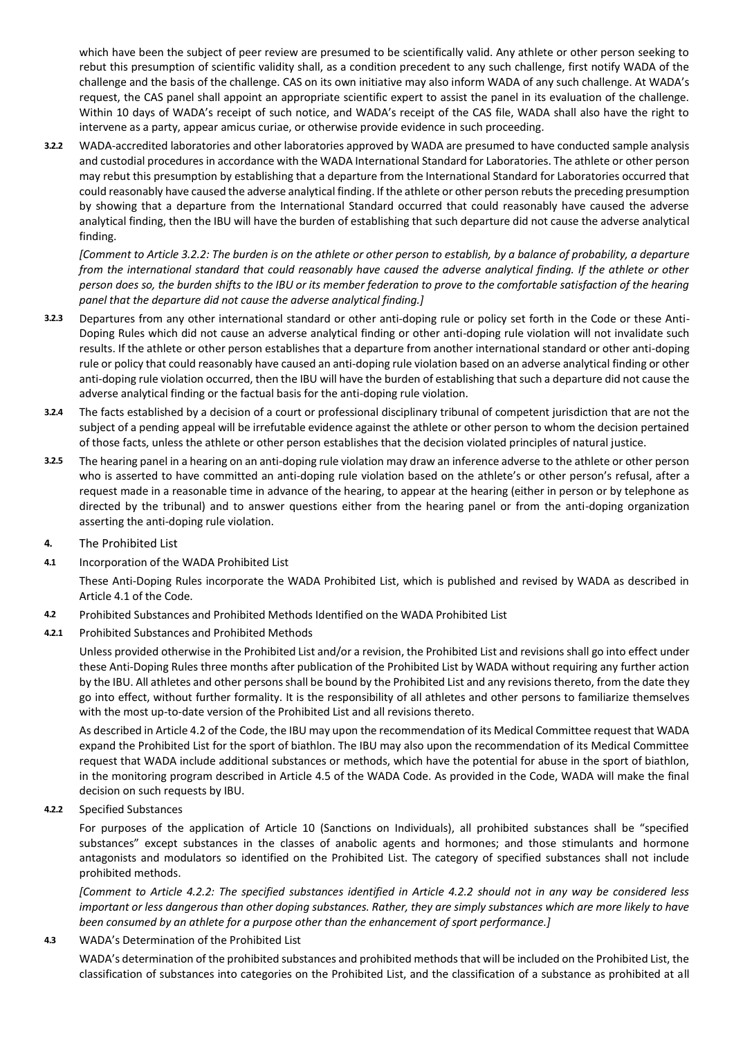which have been the subject of peer review are presumed to be scientifically valid. Any athlete or other person seeking to rebut this presumption of scientific validity shall, as a condition precedent to any such challenge, first notify WADA of the challenge and the basis of the challenge. CAS on its own initiative may also inform WADA of any such challenge. At WADA's request, the CAS panel shall appoint an appropriate scientific expert to assist the panel in its evaluation of the challenge. Within 10 days of WADA's receipt of such notice, and WADA's receipt of the CAS file, WADA shall also have the right to intervene as a party, appear amicus curiae, or otherwise provide evidence in such proceeding.

**3.2.2** WADA-accredited laboratories and other laboratories approved by WADA are presumed to have conducted sample analysis and custodial procedures in accordance with the WADA International Standard for Laboratories. The athlete or other person may rebut this presumption by establishing that a departure from the International Standard for Laboratories occurred that could reasonably have caused the adverse analytical finding. If the athlete or other person rebuts the preceding presumption by showing that a departure from the International Standard occurred that could reasonably have caused the adverse analytical finding, then the IBU will have the burden of establishing that such departure did not cause the adverse analytical finding.

*[Comment to Article 3.2.2: The burden is on the athlete or other person to establish, by a balance of probability, a departure from the international standard that could reasonably have caused the adverse analytical finding. If the athlete or other person does so, the burden shifts to the IBU or its member federation to prove to the comfortable satisfaction of the hearing panel that the departure did not cause the adverse analytical finding.]*

**3.2.3** Departures from any other international standard or other anti-doping rule or policy set forth in the Code or these Anti-Doping Rules which did not cause an adverse analytical finding or other anti-doping rule violation will not invalidate such results. If the athlete or other person establishes that a departure from another international standard or other anti-doping rule or policy that could reasonably have caused an anti-doping rule violation based on an adverse analytical finding or other anti-doping rule violation occurred, then the IBU will have the burden of establishing that such a departure did not cause the adverse analytical finding or the factual basis for the anti-doping rule violation.

**3.2.4** The facts established by a decision of a court or professional disciplinary tribunal of competent jurisdiction that are not the subject of a pending appeal will be irrefutable evidence against the athlete or other person to whom the decision pertained of those facts, unless the athlete or other person establishes that the decision violated principles of natural justice.

**3.2.5** The hearing panel in a hearing on an anti-doping rule violation may draw an inference adverse to the athlete or other person who is asserted to have committed an anti-doping rule violation based on the athlete's or other person's refusal, after a request made in a reasonable time in advance of the hearing, to appear at the hearing (either in person or by telephone as directed by the tribunal) and to answer questions either from the hearing panel or from the anti-doping organization asserting the anti-doping rule violation.

## 4. The Prohibited List

### 4.1 Incorporation of the WADA Prohibited List

These Anti-Doping Rules incorporate the WADA Prohibited List, which is published and revised by WADA as described in Article 4.1 of the Code.

### 4.2 Prohibited Substances and Prohibited Methods Identified on the WADA Prohibited List

#### 4.2.1 Prohibited Substances and Prohibited Methods

Unless provided otherwise in the Prohibited List and/or a revision, the Prohibited List and revisions shall go into effect under these Anti-Doping Rules three months after publication of the Prohibited List by WADA without requiring any further action by the IBU. All athletes and other persons shall be bound by the Prohibited List and any revisions thereto, from the date they go into effect, without further formality. It is the responsibility of all athletes and other persons to familiarize themselves with the most up-to-date version of the Prohibited List and all revisions thereto.

As described in Article 4.2 of the Code, the IBU may upon the recommendation of its Medical Committee request that WADA expand the Prohibited List for the sport of biathlon. The IBU may also upon the recommendation of its Medical Committee request that WADA include additional substances or methods, which have the potential for abuse in the sport of biathlon, in the monitoring program described in Article 4.5 of the WADA Code. As provided in the Code, WADA will make the final decision on such requests by IBU.

#### 4.2.2 Specified Substances

For purposes of the application of Article 10 (Sanctions on Individuals), all prohibited substances shall be "specified substances" except substances in the classes of anabolic agents and hormones; and those stimulants and hormone antagonists and modulators so identified on the Prohibited List. The category of specified substances shall not include prohibited methods.

*[Comment to Article 4.2.2: The specified substances identified in Article 4.2.2 should not in any way be considered less important or less dangerous than other doping substances. Rather, they are simply substances which are more likely to have been consumed by an athlete for a purpose other than the enhancement of sport performance.]*

### 4.3 WADA's Determination of the Prohibited List

WADA's determination of the prohibited substances and prohibited methods that will be included on the Prohibited List, the classification of substances into categories on the Prohibited List, and the classification of a substance as prohibited at all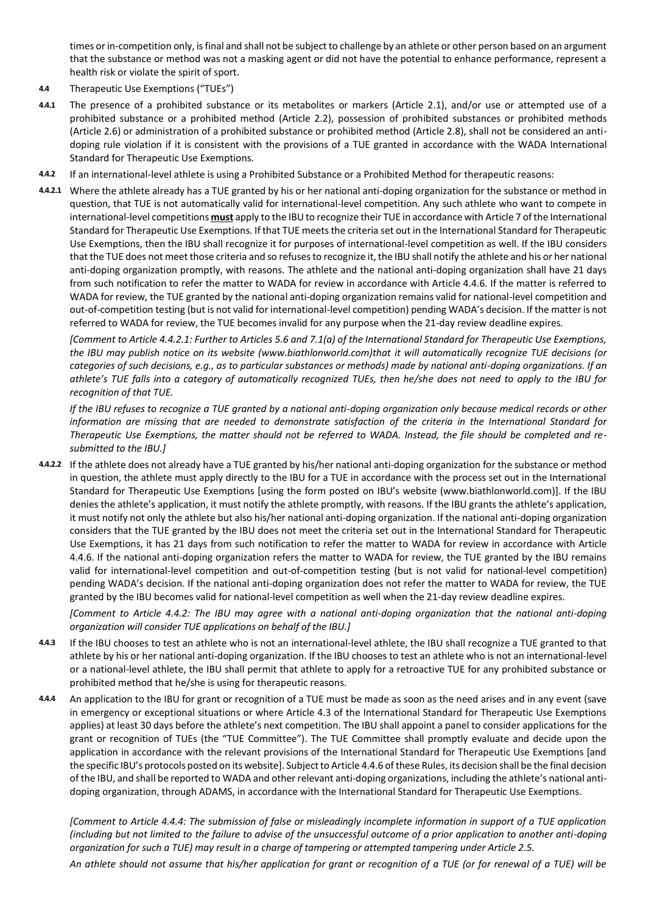times or in-competition only, is final and shall not be subject to challenge by an athlete or other person based on an argument that the substance or method was not a masking agent or did not have the potential to enhance performance, represent a health risk or violate the spirit of sport.

**4.4** Therapeutic Use Exemptions ("TUEs")

**4.4.1** The presence of a prohibited substance or its metabolites or markers (Article 2.1), and/or use or attempted use of a prohibited substance or a prohibited method (Article 2.2), possession of prohibited substances or prohibited methods (Article 2.6) or administration of a prohibited substance or prohibited method (Article 2.8), shall not be considered an anti-doping rule violation if it is consistent with the provisions of a TUE granted in accordance with the WADA International Standard for Therapeutic Use Exemptions.

**4.4.2** If an international-level athlete is using a Prohibited Substance or a Prohibited Method for therapeutic reasons:

**4.4.2.1** Where the athlete already has a TUE granted by his or her national anti-doping organization for the substance or method in question, that TUE is not automatically valid for international-level competition. Any such athlete who want to compete in international-level competitions **must** apply to the IBU to recognize their TUE in accordance with Article 7 of the International Standard for Therapeutic Use Exemptions. If that TUE meets the criteria set out in the International Standard for Therapeutic Use Exemptions, then the IBU shall recognize it for purposes of international-level competition as well. If the IBU considers that the TUE does not meet those criteria and so refuses to recognize it, the IBU shall notify the athlete and his or her national anti-doping organization promptly, with reasons. The athlete and the national anti-doping organization shall have 21 days from such notification to refer the matter to WADA for review in accordance with Article 4.4.6. If the matter is referred to WADA for review, the TUE granted by the national anti-doping organization remains valid for national-level competition and out-of-competition testing (but is not valid for international-level competition) pending WADA's decision. If the matter is not referred to WADA for review, the TUE becomes invalid for any purpose when the 21-day review deadline expires.

*[Comment to Article 4.4.2.1: Further to Articles 5.6 and 7.1(a) of the International Standard for Therapeutic Use Exemptions, the IBU may publish notice on its website (www.biathlonworld.com)that it will automatically recognize TUE decisions (or categories of such decisions, e.g., as to particular substances or methods) made by national anti-doping organizations. If an athlete's TUE falls into a category of automatically recognized TUEs, then he/she does not need to apply to the IBU for recognition of that TUE.*

*If the IBU refuses to recognize a TUE granted by a national anti-doping organization only because medical records or other information are missing that are needed to demonstrate satisfaction of the criteria in the International Standard for Therapeutic Use Exemptions, the matter should not be referred to WADA. Instead, the file should be completed and re-submitted to the IBU.]*

**4.4.2.2** If the athlete does not already have a TUE granted by his/her national anti-doping organization for the substance or method in question, the athlete must apply directly to the IBU for a TUE in accordance with the process set out in the International Standard for Therapeutic Use Exemptions [using the form posted on IBU's website (www.biathlonworld.com)]. If the IBU denies the athlete's application, it must notify the athlete promptly, with reasons. If the IBU grants the athlete's application, it must notify not only the athlete but also his/her national anti-doping organization. If the national anti-doping organization considers that the TUE granted by the IBU does not meet the criteria set out in the International Standard for Therapeutic Use Exemptions, it has 21 days from such notification to refer the matter to WADA for review in accordance with Article 4.4.6. If the national anti-doping organization refers the matter to WADA for review, the TUE granted by the IBU remains valid for international-level competition and out-of-competition testing (but is not valid for national-level competition) pending WADA's decision. If the national anti-doping organization does not refer the matter to WADA for review, the TUE granted by the IBU becomes valid for national-level competition as well when the 21-day review deadline expires.

*[Comment to Article 4.4.2: The IBU may agree with a national anti-doping organization that the national anti-doping organization will consider TUE applications on behalf of the IBU.]*

**4.4.3** If the IBU chooses to test an athlete who is not an international-level athlete, the IBU shall recognize a TUE granted to that athlete by his or her national anti-doping organization. If the IBU chooses to test an athlete who is not an international-level or a national-level athlete, the IBU shall permit that athlete to apply for a retroactive TUE for any prohibited substance or prohibited method that he/she is using for therapeutic reasons.

**4.4.4** An application to the IBU for grant or recognition of a TUE must be made as soon as the need arises and in any event (save in emergency or exceptional situations or where Article 4.3 of the International Standard for Therapeutic Use Exemptions applies) at least 30 days before the athlete's next competition. The IBU shall appoint a panel to consider applications for the grant or recognition of TUEs (the "TUE Committee"). The TUE Committee shall promptly evaluate and decide upon the application in accordance with the relevant provisions of the International Standard for Therapeutic Use Exemptions [and the specific IBU's protocols posted on its website]. Subject to Article 4.4.6 of these Rules, its decision shall be the final decision of the IBU, and shall be reported to WADA and other relevant anti-doping organizations, including the athlete's national anti-doping organization, through ADAMS, in accordance with the International Standard for Therapeutic Use Exemptions.

*[Comment to Article 4.4.4: The submission of false or misleadingly incomplete information in support of a TUE application (including but not limited to the failure to advise of the unsuccessful outcome of a prior application to another anti-doping organization for such a TUE) may result in a charge of tampering or attempted tampering under Article 2.5.*

*An athlete should not assume that his/her application for grant or recognition of a TUE (or for renewal of a TUE) will be*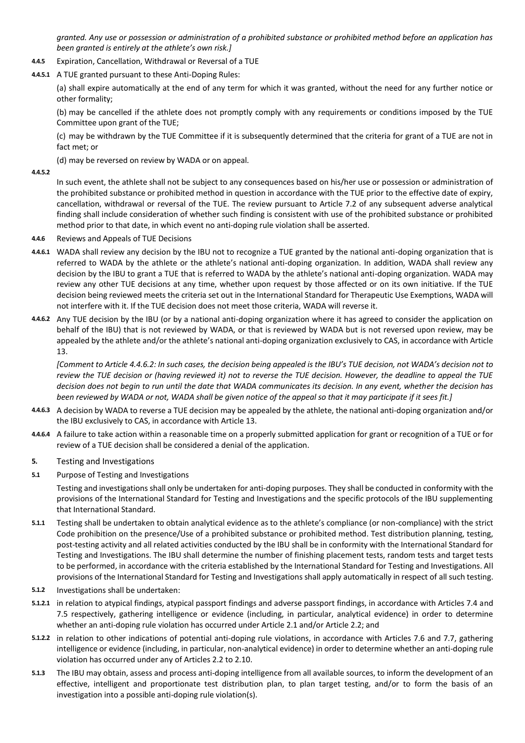*granted. Any use or possession or administration of a prohibited substance or prohibited method before an application has been granted is entirely at the athlete's own risk.]*

**4.4.5** Expiration, Cancellation, Withdrawal or Reversal of a TUE

**4.4.5.1** A TUE granted pursuant to these Anti-Doping Rules:

(a) shall expire automatically at the end of any term for which it was granted, without the need for any further notice or other formality;

(b) may be cancelled if the athlete does not promptly comply with any requirements or conditions imposed by the TUE Committee upon grant of the TUE;

(c) may be withdrawn by the TUE Committee if it is subsequently determined that the criteria for grant of a TUE are not in fact met; or

(d) may be reversed on review by WADA or on appeal.

**4.4.5.2**

In such event, the athlete shall not be subject to any consequences based on his/her use or possession or administration of the prohibited substance or prohibited method in question in accordance with the TUE prior to the effective date of expiry, cancellation, withdrawal or reversal of the TUE. The review pursuant to Article 7.2 of any subsequent adverse analytical finding shall include consideration of whether such finding is consistent with use of the prohibited substance or prohibited method prior to that date, in which event no anti-doping rule violation shall be asserted.

**4.4.6** Reviews and Appeals of TUE Decisions

**4.4.6.1** WADA shall review any decision by the IBU not to recognize a TUE granted by the national anti-doping organization that is referred to WADA by the athlete or the athlete's national anti-doping organization. In addition, WADA shall review any decision by the IBU to grant a TUE that is referred to WADA by the athlete's national anti-doping organization. WADA may review any other TUE decisions at any time, whether upon request by those affected or on its own initiative. If the TUE decision being reviewed meets the criteria set out in the International Standard for Therapeutic Use Exemptions, WADA will not interfere with it. If the TUE decision does not meet those criteria, WADA will reverse it.

**4.4.6.2** Any TUE decision by the IBU (or by a national anti-doping organization where it has agreed to consider the application on behalf of the IBU) that is not reviewed by WADA, or that is reviewed by WADA but is not reversed upon review, may be appealed by the athlete and/or the athlete's national anti-doping organization exclusively to CAS, in accordance with Article 13.

*[Comment to Article 4.4.6.2: In such cases, the decision being appealed is the IBU's TUE decision, not WADA's decision not to review the TUE decision or (having reviewed it) not to reverse the TUE decision. However, the deadline to appeal the TUE decision does not begin to run until the date that WADA communicates its decision. In any event, whether the decision has been reviewed by WADA or not, WADA shall be given notice of the appeal so that it may participate if it sees fit.]*

**4.4.6.3** A decision by WADA to reverse a TUE decision may be appealed by the athlete, the national anti-doping organization and/or the IBU exclusively to CAS, in accordance with Article 13.

**4.4.6.4** A failure to take action within a reasonable time on a properly submitted application for grant or recognition of a TUE or for review of a TUE decision shall be considered a denial of the application.

## 5. Testing and Investigations

### 5.1 Purpose of Testing and Investigations

Testing and investigations shall only be undertaken for anti-doping purposes. They shall be conducted in conformity with the provisions of the International Standard for Testing and Investigations and the specific protocols of the IBU supplementing that International Standard.

**5.1.1** Testing shall be undertaken to obtain analytical evidence as to the athlete's compliance (or non-compliance) with the strict Code prohibition on the presence/Use of a prohibited substance or prohibited method. Test distribution planning, testing, post-testing activity and all related activities conducted by the IBU shall be in conformity with the International Standard for Testing and Investigations. The IBU shall determine the number of finishing placement tests, random tests and target tests to be performed, in accordance with the criteria established by the International Standard for Testing and Investigations. All provisions of the International Standard for Testing and Investigations shall apply automatically in respect of all such testing.

**5.1.2** Investigations shall be undertaken:

**5.1.2.1** in relation to atypical findings, atypical passport findings and adverse passport findings, in accordance with Articles 7.4 and 7.5 respectively, gathering intelligence or evidence (including, in particular, analytical evidence) in order to determine whether an anti-doping rule violation has occurred under Article 2.1 and/or Article 2.2; and

**5.1.2.2** in relation to other indications of potential anti-doping rule violations, in accordance with Articles 7.6 and 7.7, gathering intelligence or evidence (including, in particular, non-analytical evidence) in order to determine whether an anti-doping rule violation has occurred under any of Articles 2.2 to 2.10.

**5.1.3** The IBU may obtain, assess and process anti-doping intelligence from all available sources, to inform the development of an effective, intelligent and proportionate test distribution plan, to plan target testing, and/or to form the basis of an investigation into a possible anti-doping rule violation(s).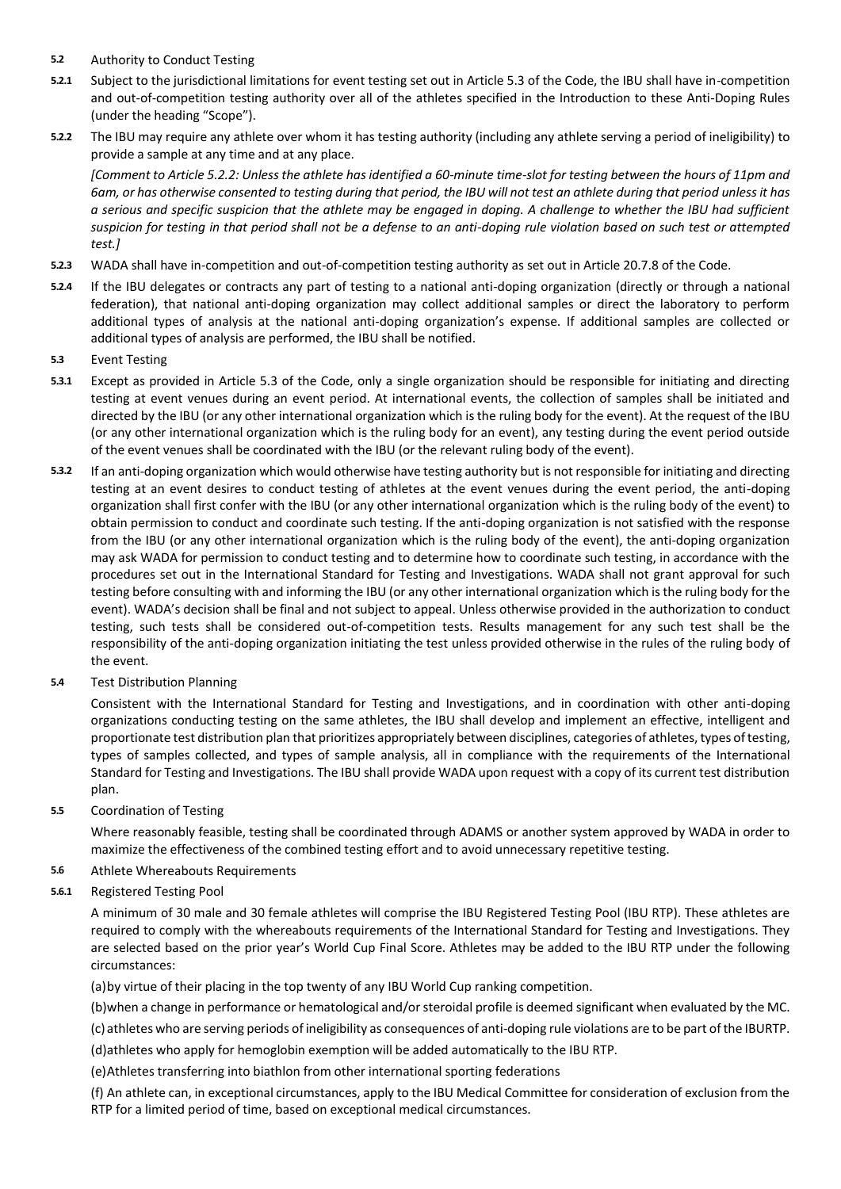**5.2** Authority to Conduct Testing

**5.2.1** Subject to the jurisdictional limitations for event testing set out in Article 5.3 of the Code, the IBU shall have in-competition and out-of-competition testing authority over all of the athletes specified in the Introduction to these Anti-Doping Rules (under the heading "Scope").

**5.2.2** The IBU may require any athlete over whom it has testing authority (including any athlete serving a period of ineligibility) to provide a sample at any time and at any place.

*[Comment to Article 5.2.2: Unless the athlete has identified a 60-minute time-slot for testing between the hours of 11pm and 6am, or has otherwise consented to testing during that period, the IBU will not test an athlete during that period unless it has a serious and specific suspicion that the athlete may be engaged in doping. A challenge to whether the IBU had sufficient suspicion for testing in that period shall not be a defense to an anti-doping rule violation based on such test or attempted test.]*

**5.2.3** WADA shall have in-competition and out-of-competition testing authority as set out in Article 20.7.8 of the Code.

**5.2.4** If the IBU delegates or contracts any part of testing to a national anti-doping organization (directly or through a national federation), that national anti-doping organization may collect additional samples or direct the laboratory to perform additional types of analysis at the national anti-doping organization's expense. If additional samples are collected or additional types of analysis are performed, the IBU shall be notified.

**5.3** Event Testing

**5.3.1** Except as provided in Article 5.3 of the Code, only a single organization should be responsible for initiating and directing testing at event venues during an event period. At international events, the collection of samples shall be initiated and directed by the IBU (or any other international organization which is the ruling body for the event). At the request of the IBU (or any other international organization which is the ruling body for an event), any testing during the event period outside of the event venues shall be coordinated with the IBU (or the relevant ruling body of the event).

**5.3.2** If an anti-doping organization which would otherwise have testing authority but is not responsible for initiating and directing testing at an event desires to conduct testing of athletes at the event venues during the event period, the anti-doping organization shall first confer with the IBU (or any other international organization which is the ruling body of the event) to obtain permission to conduct and coordinate such testing. If the anti-doping organization is not satisfied with the response from the IBU (or any other international organization which is the ruling body of the event), the anti-doping organization may ask WADA for permission to conduct testing and to determine how to coordinate such testing, in accordance with the procedures set out in the International Standard for Testing and Investigations. WADA shall not grant approval for such testing before consulting with and informing the IBU (or any other international organization which is the ruling body for the event). WADA's decision shall be final and not subject to appeal. Unless otherwise provided in the authorization to conduct testing, such tests shall be considered out-of-competition tests. Results management for any such test shall be the responsibility of the anti-doping organization initiating the test unless provided otherwise in the rules of the ruling body of the event.

**5.4** Test Distribution Planning

Consistent with the International Standard for Testing and Investigations, and in coordination with other anti-doping organizations conducting testing on the same athletes, the IBU shall develop and implement an effective, intelligent and proportionate test distribution plan that prioritizes appropriately between disciplines, categories of athletes, types of testing, types of samples collected, and types of sample analysis, all in compliance with the requirements of the International Standard for Testing and Investigations. The IBU shall provide WADA upon request with a copy of its current test distribution plan.

**5.5** Coordination of Testing

Where reasonably feasible, testing shall be coordinated through ADAMS or another system approved by WADA in order to maximize the effectiveness of the combined testing effort and to avoid unnecessary repetitive testing.

**5.6** Athlete Whereabouts Requirements

**5.6.1** Registered Testing Pool

A minimum of 30 male and 30 female athletes will comprise the IBU Registered Testing Pool (IBU RTP). These athletes are required to comply with the whereabouts requirements of the International Standard for Testing and Investigations. They are selected based on the prior year's World Cup Final Score. Athletes may be added to the IBU RTP under the following circumstances:

(a) by virtue of their placing in the top twenty of any IBU World Cup ranking competition.

(b) when a change in performance or hematological and/or steroidal profile is deemed significant when evaluated by the MC.

(c) athletes who are serving periods of ineligibility as consequences of anti-doping rule violations are to be part of the IBURTP.

(d) athletes who apply for hemoglobin exemption will be added automatically to the IBU RTP.

(e) Athletes transferring into biathlon from other international sporting federations

(f) An athlete can, in exceptional circumstances, apply to the IBU Medical Committee for consideration of exclusion from the RTP for a limited period of time, based on exceptional medical circumstances.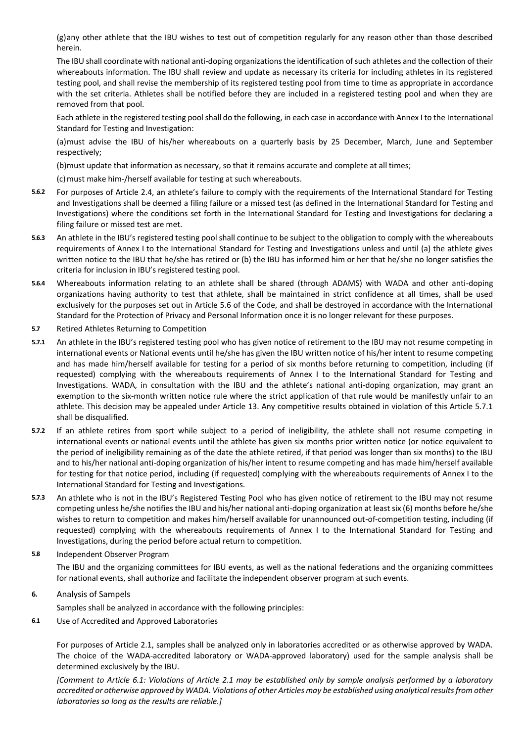(g) any other athlete that the IBU wishes to test out of competition regularly for any reason other than those described herein.

The IBU shall coordinate with national anti-doping organizations the identification of such athletes and the collection of their whereabouts information. The IBU shall review and update as necessary its criteria for including athletes in its registered testing pool, and shall revise the membership of its registered testing pool from time to time as appropriate in accordance with the set criteria. Athletes shall be notified before they are included in a registered testing pool and when they are removed from that pool.

Each athlete in the registered testing pool shall do the following, in each case in accordance with Annex I to the International Standard for Testing and Investigation:

(a) must advise the IBU of his/her whereabouts on a quarterly basis by 25 December, March, June and September respectively;

(b) must update that information as necessary, so that it remains accurate and complete at all times;

(c) must make him-/herself available for testing at such whereabouts.

**5.6.2** For purposes of Article 2.4, an athlete's failure to comply with the requirements of the International Standard for Testing and Investigations shall be deemed a filing failure or a missed test (as defined in the International Standard for Testing and Investigations) where the conditions set forth in the International Standard for Testing and Investigations for declaring a filing failure or missed test are met.

**5.6.3** An athlete in the IBU's registered testing pool shall continue to be subject to the obligation to comply with the whereabouts requirements of Annex I to the International Standard for Testing and Investigations unless and until (a) the athlete gives written notice to the IBU that he/she has retired or (b) the IBU has informed him or her that he/she no longer satisfies the criteria for inclusion in IBU's registered testing pool.

**5.6.4** Whereabouts information relating to an athlete shall be shared (through ADAMS) with WADA and other anti-doping organizations having authority to test that athlete, shall be maintained in strict confidence at all times, shall be used exclusively for the purposes set out in Article 5.6 of the Code, and shall be destroyed in accordance with the International Standard for the Protection of Privacy and Personal Information once it is no longer relevant for these purposes.

**5.7** Retired Athletes Returning to Competition

**5.7.1** An athlete in the IBU's registered testing pool who has given notice of retirement to the IBU may not resume competing in international events or National events until he/she has given the IBU written notice of his/her intent to resume competing and has made him/herself available for testing for a period of six months before returning to competition, including (if requested) complying with the whereabouts requirements of Annex I to the International Standard for Testing and Investigations. WADA, in consultation with the IBU and the athlete's national anti-doping organization, may grant an exemption to the six-month written notice rule where the strict application of that rule would be manifestly unfair to an athlete. This decision may be appealed under Article 13. Any competitive results obtained in violation of this Article 5.7.1 shall be disqualified.

**5.7.2** If an athlete retires from sport while subject to a period of ineligibility, the athlete shall not resume competing in international events or national events until the athlete has given six months prior written notice (or notice equivalent to the period of ineligibility remaining as of the date the athlete retired, if that period was longer than six months) to the IBU and to his/her national anti-doping organization of his/her intent to resume competing and has made him/herself available for testing for that notice period, including (if requested) complying with the whereabouts requirements of Annex I to the International Standard for Testing and Investigations.

**5.7.3** An athlete who is not in the IBU's Registered Testing Pool who has given notice of retirement to the IBU may not resume competing unless he/she notifies the IBU and his/her national anti-doping organization at least six (6) months before he/she wishes to return to competition and makes him/herself available for unannounced out-of-competition testing, including (if requested) complying with the whereabouts requirements of Annex I to the International Standard for Testing and Investigations, during the period before actual return to competition.

**5.8** Independent Observer Program

The IBU and the organizing committees for IBU events, as well as the national federations and the organizing committees for national events, shall authorize and facilitate the independent observer program at such events.

## 6. Analysis of Sampels

Samples shall be analyzed in accordance with the following principles:

**6.1** Use of Accredited and Approved Laboratories

For purposes of Article 2.1, samples shall be analyzed only in laboratories accredited or as otherwise approved by WADA. The choice of the WADA-accredited laboratory or WADA-approved laboratory) used for the sample analysis shall be determined exclusively by the IBU.

*[Comment to Article 6.1: Violations of Article 2.1 may be established only by sample analysis performed by a laboratory accredited or otherwise approved by WADA. Violations of other Articles may be established using analytical results from other laboratories so long as the results are reliable.]*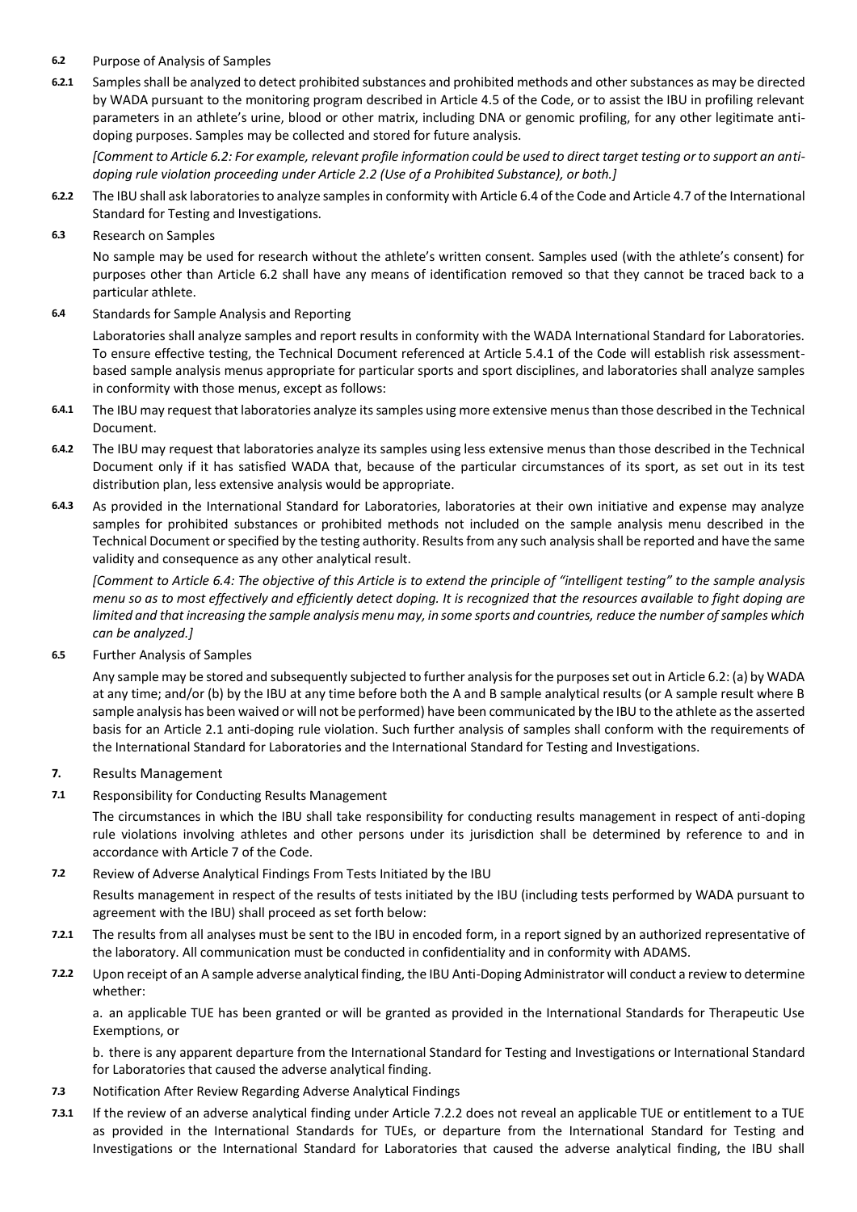**6.2** Purpose of Analysis of Samples

**6.2.1** Samples shall be analyzed to detect prohibited substances and prohibited methods and other substances as may be directed by WADA pursuant to the monitoring program described in Article 4.5 of the Code, or to assist the IBU in profiling relevant parameters in an athlete's urine, blood or other matrix, including DNA or genomic profiling, for any other legitimate anti-doping purposes. Samples may be collected and stored for future analysis.

*[Comment to Article 6.2: For example, relevant profile information could be used to direct target testing or to support an anti-doping rule violation proceeding under Article 2.2 (Use of a Prohibited Substance), or both.]*

**6.2.2** The IBU shall ask laboratories to analyze samples in conformity with Article 6.4 of the Code and Article 4.7 of the International Standard for Testing and Investigations.

**6.3** Research on Samples

No sample may be used for research without the athlete's written consent. Samples used (with the athlete's consent) for purposes other than Article 6.2 shall have any means of identification removed so that they cannot be traced back to a particular athlete.

**6.4** Standards for Sample Analysis and Reporting

Laboratories shall analyze samples and report results in conformity with the WADA International Standard for Laboratories. To ensure effective testing, the Technical Document referenced at Article 5.4.1 of the Code will establish risk assessment-based sample analysis menus appropriate for particular sports and sport disciplines, and laboratories shall analyze samples in conformity with those menus, except as follows:

**6.4.1** The IBU may request that laboratories analyze its samples using more extensive menus than those described in the Technical Document.

**6.4.2** The IBU may request that laboratories analyze its samples using less extensive menus than those described in the Technical Document only if it has satisfied WADA that, because of the particular circumstances of its sport, as set out in its test distribution plan, less extensive analysis would be appropriate.

**6.4.3** As provided in the International Standard for Laboratories, laboratories at their own initiative and expense may analyze samples for prohibited substances or prohibited methods not included on the sample analysis menu described in the Technical Document or specified by the testing authority. Results from any such analysis shall be reported and have the same validity and consequence as any other analytical result.

*[Comment to Article 6.4: The objective of this Article is to extend the principle of "intelligent testing" to the sample analysis menu so as to most effectively and efficiently detect doping. It is recognized that the resources available to fight doping are limited and that increasing the sample analysis menu may, in some sports and countries, reduce the number of samples which can be analyzed.]*

**6.5** Further Analysis of Samples

Any sample may be stored and subsequently subjected to further analysis for the purposes set out in Article 6.2: (a) by WADA at any time; and/or (b) by the IBU at any time before both the A and B sample analytical results (or A sample result where B sample analysis has been waived or will not be performed) have been communicated by the IBU to the athlete as the asserted basis for an Article 2.1 anti-doping rule violation. Such further analysis of samples shall conform with the requirements of the International Standard for Laboratories and the International Standard for Testing and Investigations.

## 7. Results Management

**7.1** Responsibility for Conducting Results Management

The circumstances in which the IBU shall take responsibility for conducting results management in respect of anti-doping rule violations involving athletes and other persons under its jurisdiction shall be determined by reference to and in accordance with Article 7 of the Code.

**7.2** Review of Adverse Analytical Findings From Tests Initiated by the IBU

Results management in respect of the results of tests initiated by the IBU (including tests performed by WADA pursuant to agreement with the IBU) shall proceed as set forth below:

**7.2.1** The results from all analyses must be sent to the IBU in encoded form, in a report signed by an authorized representative of the laboratory. All communication must be conducted in confidentiality and in conformity with ADAMS.

**7.2.2** Upon receipt of an A sample adverse analytical finding, the IBU Anti-Doping Administrator will conduct a review to determine whether:

a. an applicable TUE has been granted or will be granted as provided in the International Standards for Therapeutic Use Exemptions, or

b. there is any apparent departure from the International Standard for Testing and Investigations or International Standard for Laboratories that caused the adverse analytical finding.

**7.3** Notification After Review Regarding Adverse Analytical Findings

**7.3.1** If the review of an adverse analytical finding under Article 7.2.2 does not reveal an applicable TUE or entitlement to a TUE as provided in the International Standards for TUEs, or departure from the International Standard for Testing and Investigations or the International Standard for Laboratories that caused the adverse analytical finding, the IBU shall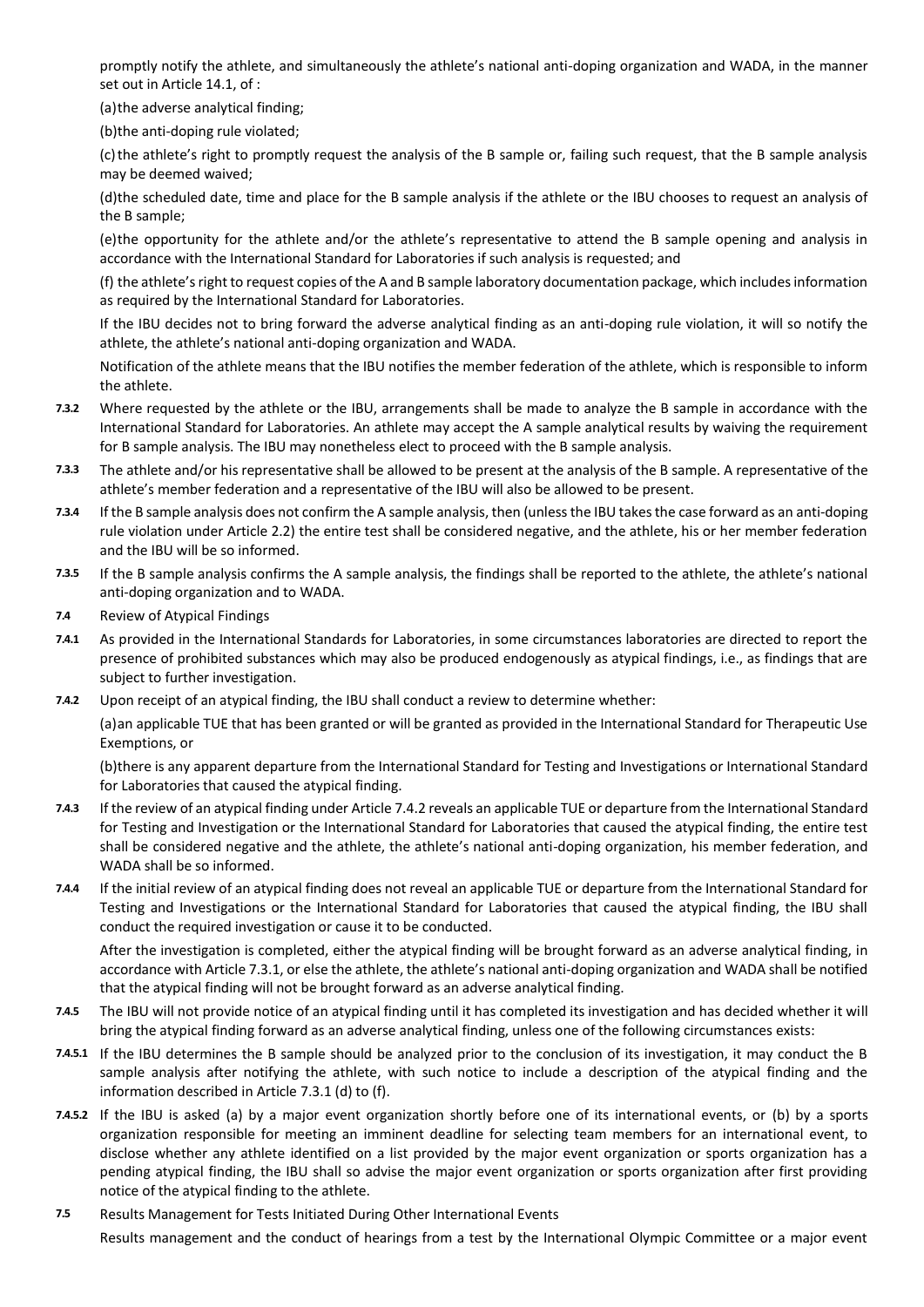promptly notify the athlete, and simultaneously the athlete's national anti-doping organization and WADA, in the manner set out in Article 14.1, of :

(a) the adverse analytical finding;

(b) the anti-doping rule violated;

(c) the athlete's right to promptly request the analysis of the B sample or, failing such request, that the B sample analysis may be deemed waived;

(d) the scheduled date, time and place for the B sample analysis if the athlete or the IBU chooses to request an analysis of the B sample;

(e) the opportunity for the athlete and/or the athlete's representative to attend the B sample opening and analysis in accordance with the International Standard for Laboratories if such analysis is requested; and

(f) the athlete's right to request copies of the A and B sample laboratory documentation package, which includes information as required by the International Standard for Laboratories.

If the IBU decides not to bring forward the adverse analytical finding as an anti-doping rule violation, it will so notify the athlete, the athlete's national anti-doping organization and WADA.

Notification of the athlete means that the IBU notifies the member federation of the athlete, which is responsible to inform the athlete.

**7.3.2** Where requested by the athlete or the IBU, arrangements shall be made to analyze the B sample in accordance with the International Standard for Laboratories. An athlete may accept the A sample analytical results by waiving the requirement for B sample analysis. The IBU may nonetheless elect to proceed with the B sample analysis.

**7.3.3** The athlete and/or his representative shall be allowed to be present at the analysis of the B sample. A representative of the athlete's member federation and a representative of the IBU will also be allowed to be present.

**7.3.4** If the B sample analysis does not confirm the A sample analysis, then (unless the IBU takes the case forward as an anti-doping rule violation under Article 2.2) the entire test shall be considered negative, and the athlete, his or her member federation and the IBU will be so informed.

**7.3.5** If the B sample analysis confirms the A sample analysis, the findings shall be reported to the athlete, the athlete's national anti-doping organization and to WADA.

**7.4** Review of Atypical Findings

**7.4.1** As provided in the International Standards for Laboratories, in some circumstances laboratories are directed to report the presence of prohibited substances which may also be produced endogenously as atypical findings, i.e., as findings that are subject to further investigation.

**7.4.2** Upon receipt of an atypical finding, the IBU shall conduct a review to determine whether:

(a) an applicable TUE that has been granted or will be granted as provided in the International Standard for Therapeutic Use Exemptions, or

(b) there is any apparent departure from the International Standard for Testing and Investigations or International Standard for Laboratories that caused the atypical finding.

**7.4.3** If the review of an atypical finding under Article 7.4.2 reveals an applicable TUE or departure from the International Standard for Testing and Investigation or the International Standard for Laboratories that caused the atypical finding, the entire test shall be considered negative and the athlete, the athlete's national anti-doping organization, his member federation, and WADA shall be so informed.

**7.4.4** If the initial review of an atypical finding does not reveal an applicable TUE or departure from the International Standard for Testing and Investigations or the International Standard for Laboratories that caused the atypical finding, the IBU shall conduct the required investigation or cause it to be conducted.

After the investigation is completed, either the atypical finding will be brought forward as an adverse analytical finding, in accordance with Article 7.3.1, or else the athlete, the athlete's national anti-doping organization and WADA shall be notified that the atypical finding will not be brought forward as an adverse analytical finding.

**7.4.5** The IBU will not provide notice of an atypical finding until it has completed its investigation and has decided whether it will bring the atypical finding forward as an adverse analytical finding, unless one of the following circumstances exists:

**7.4.5.1** If the IBU determines the B sample should be analyzed prior to the conclusion of its investigation, it may conduct the B sample analysis after notifying the athlete, with such notice to include a description of the atypical finding and the information described in Article 7.3.1 (d) to (f).

**7.4.5.2** If the IBU is asked (a) by a major event organization shortly before one of its international events, or (b) by a sports organization responsible for meeting an imminent deadline for selecting team members for an international event, to disclose whether any athlete identified on a list provided by the major event organization or sports organization has a pending atypical finding, the IBU shall so advise the major event organization or sports organization after first providing notice of the atypical finding to the athlete.

**7.5** Results Management for Tests Initiated During Other International Events

Results management and the conduct of hearings from a test by the International Olympic Committee or a major event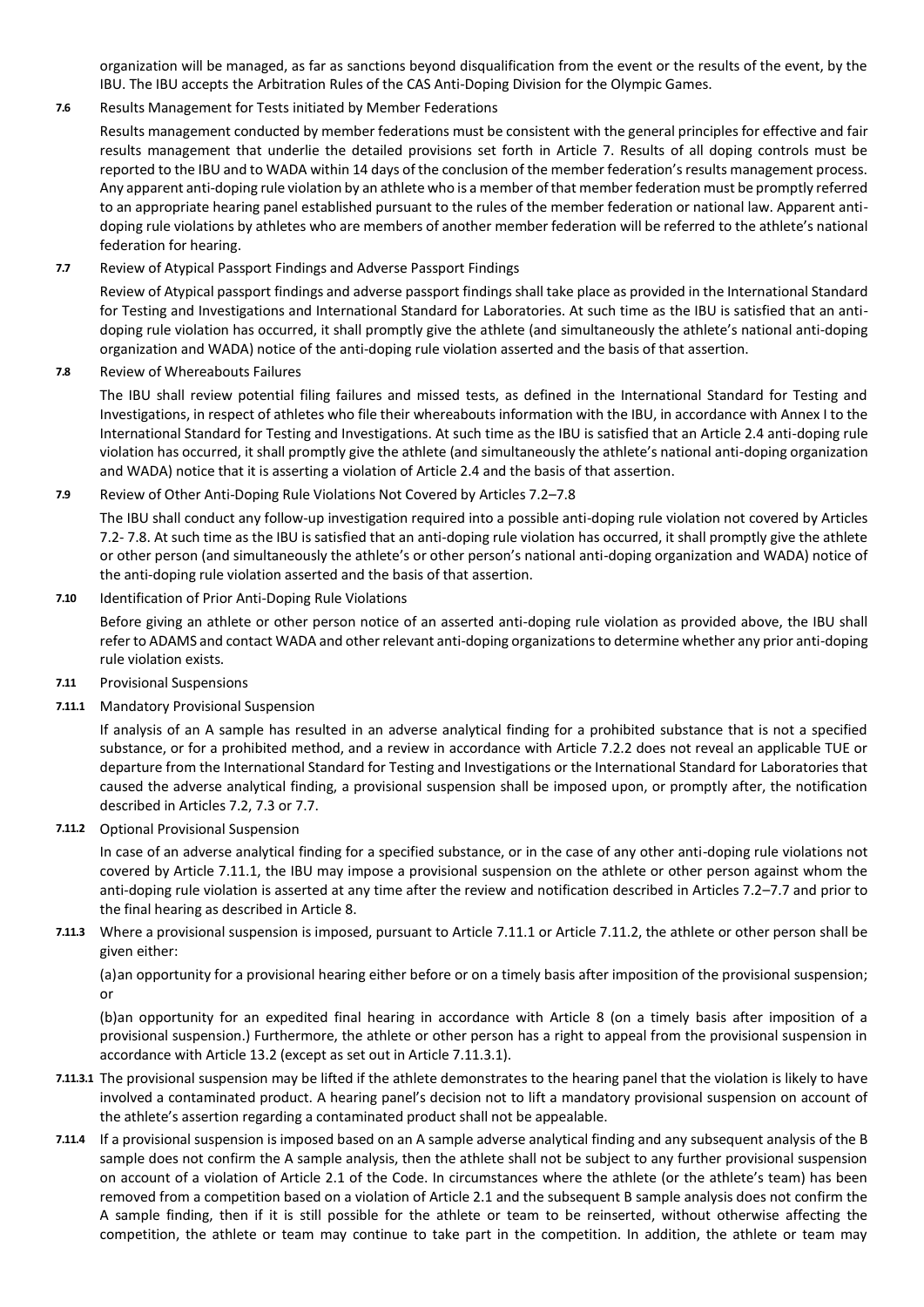organization will be managed, as far as sanctions beyond disqualification from the event or the results of the event, by the IBU. The IBU accepts the Arbitration Rules of the CAS Anti-Doping Division for the Olympic Games.

**7.6** Results Management for Tests initiated by Member Federations

Results management conducted by member federations must be consistent with the general principles for effective and fair results management that underlie the detailed provisions set forth in Article 7. Results of all doping controls must be reported to the IBU and to WADA within 14 days of the conclusion of the member federation's results management process. Any apparent anti-doping rule violation by an athlete who is a member of that member federation must be promptly referred to an appropriate hearing panel established pursuant to the rules of the member federation or national law. Apparent anti-doping rule violations by athletes who are members of another member federation will be referred to the athlete's national federation for hearing.

**7.7** Review of Atypical Passport Findings and Adverse Passport Findings

Review of Atypical passport findings and adverse passport findings shall take place as provided in the International Standard for Testing and Investigations and International Standard for Laboratories. At such time as the IBU is satisfied that an anti-doping rule violation has occurred, it shall promptly give the athlete (and simultaneously the athlete's national anti-doping organization and WADA) notice of the anti-doping rule violation asserted and the basis of that assertion.

**7.8** Review of Whereabouts Failures

The IBU shall review potential filing failures and missed tests, as defined in the International Standard for Testing and Investigations, in respect of athletes who file their whereabouts information with the IBU, in accordance with Annex I to the International Standard for Testing and Investigations. At such time as the IBU is satisfied that an Article 2.4 anti-doping rule violation has occurred, it shall promptly give the athlete (and simultaneously the athlete's national anti-doping organization and WADA) notice that it is asserting a violation of Article 2.4 and the basis of that assertion.

**7.9** Review of Other Anti-Doping Rule Violations Not Covered by Articles 7.2–7.8

The IBU shall conduct any follow-up investigation required into a possible anti-doping rule violation not covered by Articles 7.2- 7.8. At such time as the IBU is satisfied that an anti-doping rule violation has occurred, it shall promptly give the athlete or other person (and simultaneously the athlete's or other person's national anti-doping organization and WADA) notice of the anti-doping rule violation asserted and the basis of that assertion.

**7.10** Identification of Prior Anti-Doping Rule Violations

Before giving an athlete or other person notice of an asserted anti-doping rule violation as provided above, the IBU shall refer to ADAMS and contact WADA and other relevant anti-doping organizations to determine whether any prior anti-doping rule violation exists.

**7.11** Provisional Suspensions

**7.11.1** Mandatory Provisional Suspension

If analysis of an A sample has resulted in an adverse analytical finding for a prohibited substance that is not a specified substance, or for a prohibited method, and a review in accordance with Article 7.2.2 does not reveal an applicable TUE or departure from the International Standard for Testing and Investigations or the International Standard for Laboratories that caused the adverse analytical finding, a provisional suspension shall be imposed upon, or promptly after, the notification described in Articles 7.2, 7.3 or 7.7.

**7.11.2** Optional Provisional Suspension

In case of an adverse analytical finding for a specified substance, or in the case of any other anti-doping rule violations not covered by Article 7.11.1, the IBU may impose a provisional suspension on the athlete or other person against whom the anti-doping rule violation is asserted at any time after the review and notification described in Articles 7.2–7.7 and prior to the final hearing as described in Article 8.

**7.11.3** Where a provisional suspension is imposed, pursuant to Article 7.11.1 or Article 7.11.2, the athlete or other person shall be given either:

(a)an opportunity for a provisional hearing either before or on a timely basis after imposition of the provisional suspension; or

(b)an opportunity for an expedited final hearing in accordance with Article 8 (on a timely basis after imposition of a provisional suspension.) Furthermore, the athlete or other person has a right to appeal from the provisional suspension in accordance with Article 13.2 (except as set out in Article 7.11.3.1).

**7.11.3.1** The provisional suspension may be lifted if the athlete demonstrates to the hearing panel that the violation is likely to have involved a contaminated product. A hearing panel's decision not to lift a mandatory provisional suspension on account of the athlete's assertion regarding a contaminated product shall not be appealable.

**7.11.4** If a provisional suspension is imposed based on an A sample adverse analytical finding and any subsequent analysis of the B sample does not confirm the A sample analysis, then the athlete shall not be subject to any further provisional suspension on account of a violation of Article 2.1 of the Code. In circumstances where the athlete (or the athlete's team) has been removed from a competition based on a violation of Article 2.1 and the subsequent B sample analysis does not confirm the A sample finding, then if it is still possible for the athlete or team to be reinserted, without otherwise affecting the competition, the athlete or team may continue to take part in the competition. In addition, the athlete or team may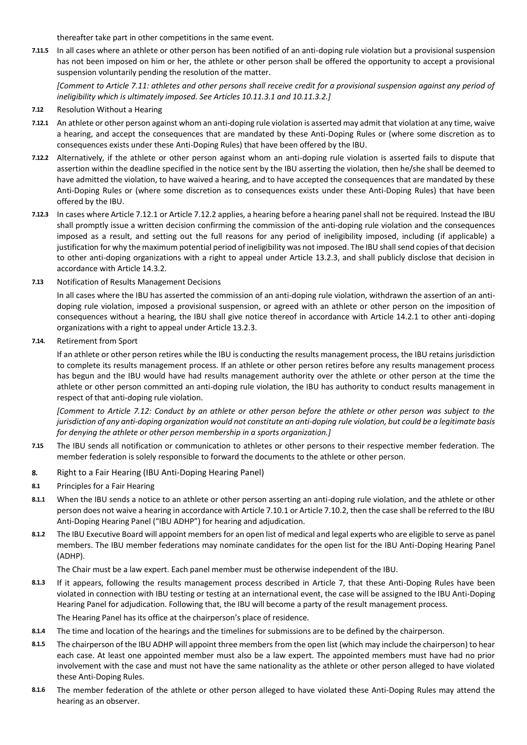thereafter take part in other competitions in the same event.

**7.11.5** In all cases where an athlete or other person has been notified of an anti-doping rule violation but a provisional suspension has not been imposed on him or her, the athlete or other person shall be offered the opportunity to accept a provisional suspension voluntarily pending the resolution of the matter.

*[Comment to Article 7.11: athletes and other persons shall receive credit for a provisional suspension against any period of ineligibility which is ultimately imposed. See Articles 10.11.3.1 and 10.11.3.2.]*

**7.12** Resolution Without a Hearing

**7.12.1** An athlete or other person against whom an anti-doping rule violation is asserted may admit that violation at any time, waive a hearing, and accept the consequences that are mandated by these Anti-Doping Rules or (where some discretion as to consequences exists under these Anti-Doping Rules) that have been offered by the IBU.

**7.12.2** Alternatively, if the athlete or other person against whom an anti-doping rule violation is asserted fails to dispute that assertion within the deadline specified in the notice sent by the IBU asserting the violation, then he/she shall be deemed to have admitted the violation, to have waived a hearing, and to have accepted the consequences that are mandated by these Anti-Doping Rules or (where some discretion as to consequences exists under these Anti-Doping Rules) that have been offered by the IBU.

**7.12.3** In cases where Article 7.12.1 or Article 7.12.2 applies, a hearing before a hearing panel shall not be required. Instead the IBU shall promptly issue a written decision confirming the commission of the anti-doping rule violation and the consequences imposed as a result, and setting out the full reasons for any period of ineligibility imposed, including (if applicable) a justification for why the maximum potential period of ineligibility was not imposed. The IBU shall send copies of that decision to other anti-doping organizations with a right to appeal under Article 13.2.3, and shall publicly disclose that decision in accordance with Article 14.3.2.

**7.13** Notification of Results Management Decisions

In all cases where the IBU has asserted the commission of an anti-doping rule violation, withdrawn the assertion of an anti-doping rule violation, imposed a provisional suspension, or agreed with an athlete or other person on the imposition of consequences without a hearing, the IBU shall give notice thereof in accordance with Article 14.2.1 to other anti-doping organizations with a right to appeal under Article 13.2.3.

**7.14.** Retirement from Sport

If an athlete or other person retires while the IBU is conducting the results management process, the IBU retains jurisdiction to complete its results management process. If an athlete or other person retires before any results management process has begun and the IBU would have had results management authority over the athlete or other person at the time the athlete or other person committed an anti-doping rule violation, the IBU has authority to conduct results management in respect of that anti-doping rule violation.

*[Comment to Article 7.12: Conduct by an athlete or other person before the athlete or other person was subject to the jurisdiction of any anti-doping organization would not constitute an anti-doping rule violation, but could be a legitimate basis for denying the athlete or other person membership in a sports organization.]*

**7.15** The IBU sends all notification or communication to athletes or other persons to their respective member federation. The member federation is solely responsible to forward the documents to the athlete or other person.

## 8. Right to a Fair Hearing (IBU Anti-Doping Hearing Panel)

**8.1** Principles for a Fair Hearing

**8.1.1** When the IBU sends a notice to an athlete or other person asserting an anti-doping rule violation, and the athlete or other person does not waive a hearing in accordance with Article 7.10.1 or Article 7.10.2, then the case shall be referred to the IBU Anti-Doping Hearing Panel ("IBU ADHP") for hearing and adjudication.

**8.1.2** The IBU Executive Board will appoint members for an open list of medical and legal experts who are eligible to serve as panel members. The IBU member federations may nominate candidates for the open list for the IBU Anti-Doping Hearing Panel (ADHP).

The Chair must be a law expert. Each panel member must be otherwise independent of the IBU.

**8.1.3** If it appears, following the results management process described in Article 7, that these Anti-Doping Rules have been violated in connection with IBU testing or testing at an international event, the case will be assigned to the IBU Anti-Doping Hearing Panel for adjudication. Following that, the IBU will become a party of the result management process.

The Hearing Panel has its office at the chairperson's place of residence.

**8.1.4** The time and location of the hearings and the timelines for submissions are to be defined by the chairperson.

**8.1.5** The chairperson of the IBU ADHP will appoint three members from the open list (which may include the chairperson) to hear each case. At least one appointed member must also be a law expert. The appointed members must have had no prior involvement with the case and must not have the same nationality as the athlete or other person alleged to have violated these Anti-Doping Rules.

**8.1.6** The member federation of the athlete or other person alleged to have violated these Anti-Doping Rules may attend the hearing as an observer.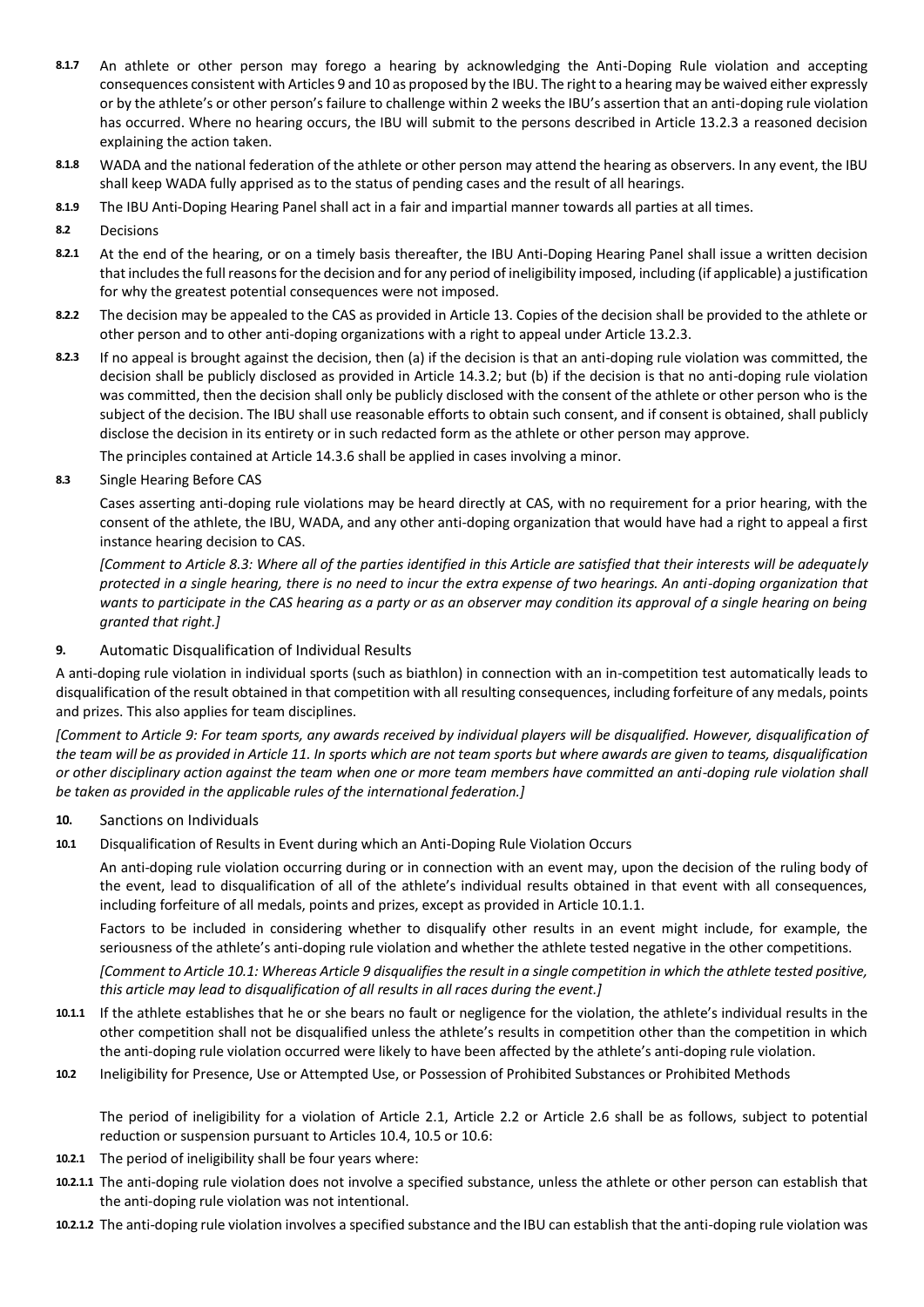**8.1.7** An athlete or other person may forego a hearing by acknowledging the Anti-Doping Rule violation and accepting consequences consistent with Articles 9 and 10 as proposed by the IBU. The right to a hearing may be waived either expressly or by the athlete's or other person's failure to challenge within 2 weeks the IBU's assertion that an anti-doping rule violation has occurred. Where no hearing occurs, the IBU will submit to the persons described in Article 13.2.3 a reasoned decision explaining the action taken.

**8.1.8** WADA and the national federation of the athlete or other person may attend the hearing as observers. In any event, the IBU shall keep WADA fully apprised as to the status of pending cases and the result of all hearings.

**8.1.9** The IBU Anti-Doping Hearing Panel shall act in a fair and impartial manner towards all parties at all times.

**8.2** Decisions

**8.2.1** At the end of the hearing, or on a timely basis thereafter, the IBU Anti-Doping Hearing Panel shall issue a written decision that includes the full reasons for the decision and for any period of ineligibility imposed, including (if applicable) a justification for why the greatest potential consequences were not imposed.

**8.2.2** The decision may be appealed to the CAS as provided in Article 13. Copies of the decision shall be provided to the athlete or other person and to other anti-doping organizations with a right to appeal under Article 13.2.3.

**8.2.3** If no appeal is brought against the decision, then (a) if the decision is that an anti-doping rule violation was committed, the decision shall be publicly disclosed as provided in Article 14.3.2; but (b) if the decision is that no anti-doping rule violation was committed, then the decision shall only be publicly disclosed with the consent of the athlete or other person who is the subject of the decision. The IBU shall use reasonable efforts to obtain such consent, and if consent is obtained, shall publicly disclose the decision in its entirety or in such redacted form as the athlete or other person may approve.

The principles contained at Article 14.3.6 shall be applied in cases involving a minor.

**8.3** Single Hearing Before CAS

Cases asserting anti-doping rule violations may be heard directly at CAS, with no requirement for a prior hearing, with the consent of the athlete, the IBU, WADA, and any other anti-doping organization that would have had a right to appeal a first instance hearing decision to CAS.

*[Comment to Article 8.3: Where all of the parties identified in this Article are satisfied that their interests will be adequately protected in a single hearing, there is no need to incur the extra expense of two hearings. An anti-doping organization that wants to participate in the CAS hearing as a party or as an observer may condition its approval of a single hearing on being granted that right.]*

## 9. Automatic Disqualification of Individual Results

A anti-doping rule violation in individual sports (such as biathlon) in connection with an in-competition test automatically leads to disqualification of the result obtained in that competition with all resulting consequences, including forfeiture of any medals, points and prizes. This also applies for team disciplines.

*[Comment to Article 9: For team sports, any awards received by individual players will be disqualified. However, disqualification of the team will be as provided in Article 11. In sports which are not team sports but where awards are given to teams, disqualification or other disciplinary action against the team when one or more team members have committed an anti-doping rule violation shall be taken as provided in the applicable rules of the international federation.]*

## 10. Sanctions on Individuals

**10.1** Disqualification of Results in Event during which an Anti-Doping Rule Violation Occurs

An anti-doping rule violation occurring during or in connection with an event may, upon the decision of the ruling body of the event, lead to disqualification of all of the athlete's individual results obtained in that event with all consequences, including forfeiture of all medals, points and prizes, except as provided in Article 10.1.1.

Factors to be included in considering whether to disqualify other results in an event might include, for example, the seriousness of the athlete's anti-doping rule violation and whether the athlete tested negative in the other competitions.

*[Comment to Article 10.1: Whereas Article 9 disqualifies the result in a single competition in which the athlete tested positive, this article may lead to disqualification of all results in all races during the event.]*

**10.1.1** If the athlete establishes that he or she bears no fault or negligence for the violation, the athlete's individual results in the other competition shall not be disqualified unless the athlete's results in competition other than the competition in which the anti-doping rule violation occurred were likely to have been affected by the athlete's anti-doping rule violation.

**10.2** Ineligibility for Presence, Use or Attempted Use, or Possession of Prohibited Substances or Prohibited Methods

The period of ineligibility for a violation of Article 2.1, Article 2.2 or Article 2.6 shall be as follows, subject to potential reduction or suspension pursuant to Articles 10.4, 10.5 or 10.6:

**10.2.1** The period of ineligibility shall be four years where:

**10.2.1.1** The anti-doping rule violation does not involve a specified substance, unless the athlete or other person can establish that the anti-doping rule violation was not intentional.

**10.2.1.2** The anti-doping rule violation involves a specified substance and the IBU can establish that the anti-doping rule violation was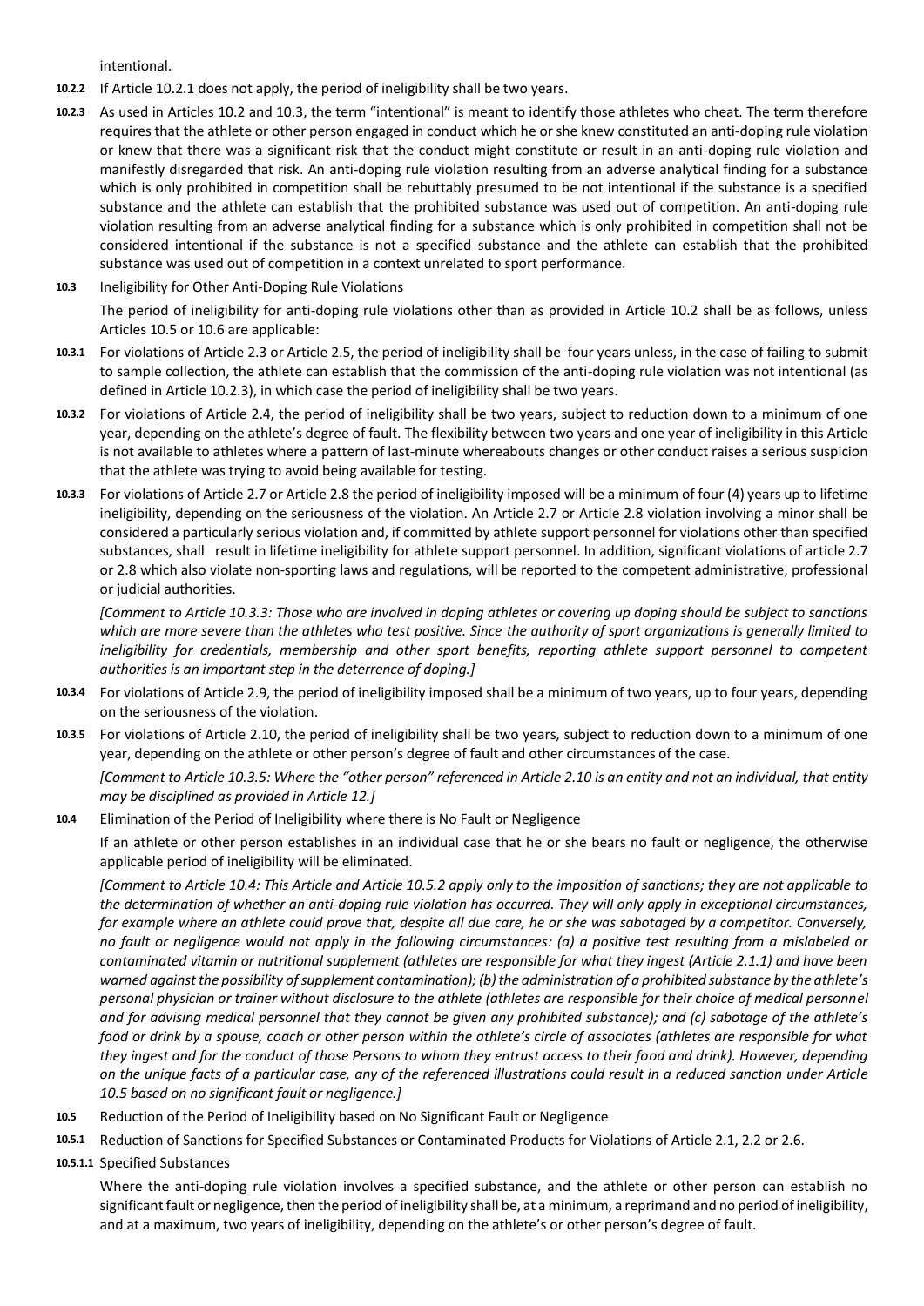intentional.

**10.2.2** If Article 10.2.1 does not apply, the period of ineligibility shall be two years.

**10.2.3** As used in Articles 10.2 and 10.3, the term "intentional" is meant to identify those athletes who cheat. The term therefore requires that the athlete or other person engaged in conduct which he or she knew constituted an anti-doping rule violation or knew that there was a significant risk that the conduct might constitute or result in an anti-doping rule violation and manifestly disregarded that risk. An anti-doping rule violation resulting from an adverse analytical finding for a substance which is only prohibited in competition shall be rebuttably presumed to be not intentional if the substance is a specified substance and the athlete can establish that the prohibited substance was used out of competition. An anti-doping rule violation resulting from an adverse analytical finding for a substance which is only prohibited in competition shall not be considered intentional if the substance is not a specified substance and the athlete can establish that the prohibited substance was used out of competition in a context unrelated to sport performance.

**10.3** Ineligibility for Other Anti-Doping Rule Violations

The period of ineligibility for anti-doping rule violations other than as provided in Article 10.2 shall be as follows, unless Articles 10.5 or 10.6 are applicable:

**10.3.1** For violations of Article 2.3 or Article 2.5, the period of ineligibility shall be four years unless, in the case of failing to submit to sample collection, the athlete can establish that the commission of the anti-doping rule violation was not intentional (as defined in Article 10.2.3), in which case the period of ineligibility shall be two years.

**10.3.2** For violations of Article 2.4, the period of ineligibility shall be two years, subject to reduction down to a minimum of one year, depending on the athlete's degree of fault. The flexibility between two years and one year of ineligibility in this Article is not available to athletes where a pattern of last-minute whereabouts changes or other conduct raises a serious suspicion that the athlete was trying to avoid being available for testing.

**10.3.3** For violations of Article 2.7 or Article 2.8 the period of ineligibility imposed will be a minimum of four (4) years up to lifetime ineligibility, depending on the seriousness of the violation. An Article 2.7 or Article 2.8 violation involving a minor shall be considered a particularly serious violation and, if committed by athlete support personnel for violations other than specified substances, shall result in lifetime ineligibility for athlete support personnel. In addition, significant violations of article 2.7 or 2.8 which also violate non-sporting laws and regulations, will be reported to the competent administrative, professional or judicial authorities.

*[Comment to Article 10.3.3: Those who are involved in doping athletes or covering up doping should be subject to sanctions which are more severe than the athletes who test positive. Since the authority of sport organizations is generally limited to ineligibility for credentials, membership and other sport benefits, reporting athlete support personnel to competent authorities is an important step in the deterrence of doping.]*

**10.3.4** For violations of Article 2.9, the period of ineligibility imposed shall be a minimum of two years, up to four years, depending on the seriousness of the violation.

**10.3.5** For violations of Article 2.10, the period of ineligibility shall be two years, subject to reduction down to a minimum of one year, depending on the athlete or other person's degree of fault and other circumstances of the case.

*[Comment to Article 10.3.5: Where the "other person" referenced in Article 2.10 is an entity and not an individual, that entity may be disciplined as provided in Article 12.]*

**10.4** Elimination of the Period of Ineligibility where there is No Fault or Negligence

If an athlete or other person establishes in an individual case that he or she bears no fault or negligence, the otherwise applicable period of ineligibility will be eliminated.

*[Comment to Article 10.4: This Article and Article 10.5.2 apply only to the imposition of sanctions; they are not applicable to the determination of whether an anti-doping rule violation has occurred. They will only apply in exceptional circumstances, for example where an athlete could prove that, despite all due care, he or she was sabotaged by a competitor. Conversely, no fault or negligence would not apply in the following circumstances: (a) a positive test resulting from a mislabeled or contaminated vitamin or nutritional supplement (athletes are responsible for what they ingest (Article 2.1.1) and have been warned against the possibility of supplement contamination); (b) the administration of a prohibited substance by the athlete's personal physician or trainer without disclosure to the athlete (athletes are responsible for their choice of medical personnel and for advising medical personnel that they cannot be given any prohibited substance); and (c) sabotage of the athlete's food or drink by a spouse, coach or other person within the athlete's circle of associates (athletes are responsible for what they ingest and for the conduct of those Persons to whom they entrust access to their food and drink). However, depending on the unique facts of a particular case, any of the referenced illustrations could result in a reduced sanction under Article 10.5 based on no significant fault or negligence.]*

**10.5** Reduction of the Period of Ineligibility based on No Significant Fault or Negligence

**10.5.1** Reduction of Sanctions for Specified Substances or Contaminated Products for Violations of Article 2.1, 2.2 or 2.6.

**10.5.1.1** Specified Substances

Where the anti-doping rule violation involves a specified substance, and the athlete or other person can establish no significant fault or negligence, then the period of ineligibility shall be, at a minimum, a reprimand and no period of ineligibility, and at a maximum, two years of ineligibility, depending on the athlete's or other person's degree of fault.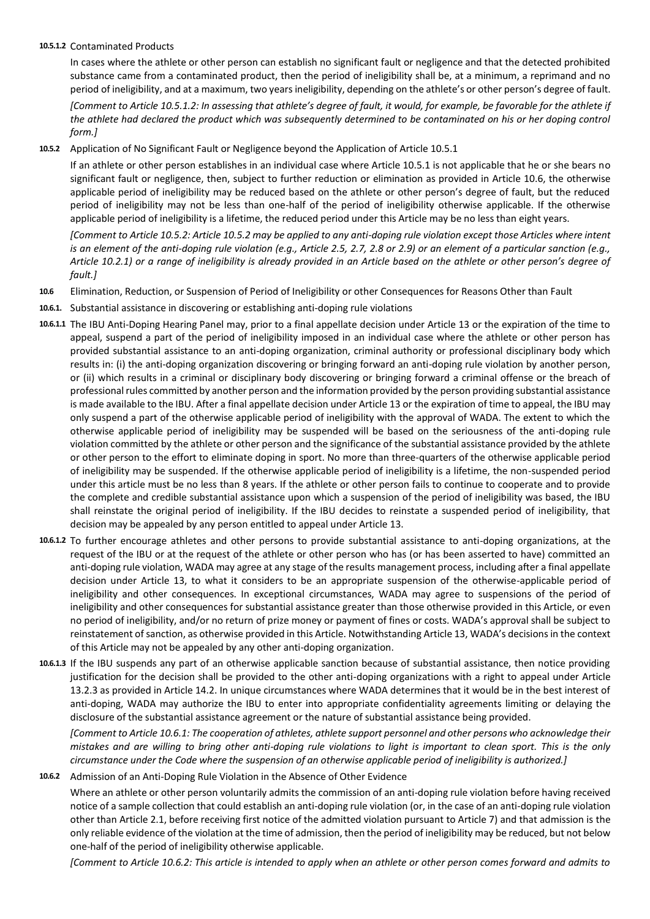**10.5.1.2** Contaminated Products

In cases where the athlete or other person can establish no significant fault or negligence and that the detected prohibited substance came from a contaminated product, then the period of ineligibility shall be, at a minimum, a reprimand and no period of ineligibility, and at a maximum, two years ineligibility, depending on the athlete's or other person's degree of fault.

*[Comment to Article 10.5.1.2: In assessing that athlete's degree of fault, it would, for example, be favorable for the athlete if the athlete had declared the product which was subsequently determined to be contaminated on his or her doping control form.]*

**10.5.2** Application of No Significant Fault or Negligence beyond the Application of Article 10.5.1

If an athlete or other person establishes in an individual case where Article 10.5.1 is not applicable that he or she bears no significant fault or negligence, then, subject to further reduction or elimination as provided in Article 10.6, the otherwise applicable period of ineligibility may be reduced based on the athlete or other person's degree of fault, but the reduced period of ineligibility may not be less than one-half of the period of ineligibility otherwise applicable. If the otherwise applicable period of ineligibility is a lifetime, the reduced period under this Article may be no less than eight years.

*[Comment to Article 10.5.2: Article 10.5.2 may be applied to any anti-doping rule violation except those Articles where intent is an element of the anti-doping rule violation (e.g., Article 2.5, 2.7, 2.8 or 2.9) or an element of a particular sanction (e.g., Article 10.2.1) or a range of ineligibility is already provided in an Article based on the athlete or other person's degree of fault.]*

**10.6** Elimination, Reduction, or Suspension of Period of Ineligibility or other Consequences for Reasons Other than Fault

**10.6.1.** Substantial assistance in discovering or establishing anti-doping rule violations

**10.6.1.1** The IBU Anti-Doping Hearing Panel may, prior to a final appellate decision under Article 13 or the expiration of the time to appeal, suspend a part of the period of ineligibility imposed in an individual case where the athlete or other person has provided substantial assistance to an anti-doping organization, criminal authority or professional disciplinary body which results in: (i) the anti-doping organization discovering or bringing forward an anti-doping rule violation by another person, or (ii) which results in a criminal or disciplinary body discovering or bringing forward a criminal offense or the breach of professional rules committed by another person and the information provided by the person providing substantial assistance is made available to the IBU. After a final appellate decision under Article 13 or the expiration of time to appeal, the IBU may only suspend a part of the otherwise applicable period of ineligibility with the approval of WADA. The extent to which the otherwise applicable period of ineligibility may be suspended will be based on the seriousness of the anti-doping rule violation committed by the athlete or other person and the significance of the substantial assistance provided by the athlete or other person to the effort to eliminate doping in sport. No more than three-quarters of the otherwise applicable period of ineligibility may be suspended. If the otherwise applicable period of ineligibility is a lifetime, the non-suspended period under this article must be no less than 8 years. If the athlete or other person fails to continue to cooperate and to provide the complete and credible substantial assistance upon which a suspension of the period of ineligibility was based, the IBU shall reinstate the original period of ineligibility. If the IBU decides to reinstate a suspended period of ineligibility, that decision may be appealed by any person entitled to appeal under Article 13.

**10.6.1.2** To further encourage athletes and other persons to provide substantial assistance to anti-doping organizations, at the request of the IBU or at the request of the athlete or other person who has (or has been asserted to have) committed an anti-doping rule violation, WADA may agree at any stage of the results management process, including after a final appellate decision under Article 13, to what it considers to be an appropriate suspension of the otherwise-applicable period of ineligibility and other consequences. In exceptional circumstances, WADA may agree to suspensions of the period of ineligibility and other consequences for substantial assistance greater than those otherwise provided in this Article, or even no period of ineligibility, and/or no return of prize money or payment of fines or costs. WADA's approval shall be subject to reinstatement of sanction, as otherwise provided in this Article. Notwithstanding Article 13, WADA's decisions in the context of this Article may not be appealed by any other anti-doping organization.

**10.6.1.3** If the IBU suspends any part of an otherwise applicable sanction because of substantial assistance, then notice providing justification for the decision shall be provided to the other anti-doping organizations with a right to appeal under Article 13.2.3 as provided in Article 14.2. In unique circumstances where WADA determines that it would be in the best interest of anti-doping, WADA may authorize the IBU to enter into appropriate confidentiality agreements limiting or delaying the disclosure of the substantial assistance agreement or the nature of substantial assistance being provided.

*[Comment to Article 10.6.1: The cooperation of athletes, athlete support personnel and other persons who acknowledge their mistakes and are willing to bring other anti-doping rule violations to light is important to clean sport. This is the only circumstance under the Code where the suspension of an otherwise applicable period of ineligibility is authorized.]*

**10.6.2** Admission of an Anti-Doping Rule Violation in the Absence of Other Evidence

Where an athlete or other person voluntarily admits the commission of an anti-doping rule violation before having received notice of a sample collection that could establish an anti-doping rule violation (or, in the case of an anti-doping rule violation other than Article 2.1, before receiving first notice of the admitted violation pursuant to Article 7) and that admission is the only reliable evidence of the violation at the time of admission, then the period of ineligibility may be reduced, but not below one-half of the period of ineligibility otherwise applicable.

*[Comment to Article 10.6.2: This article is intended to apply when an athlete or other person comes forward and admits to*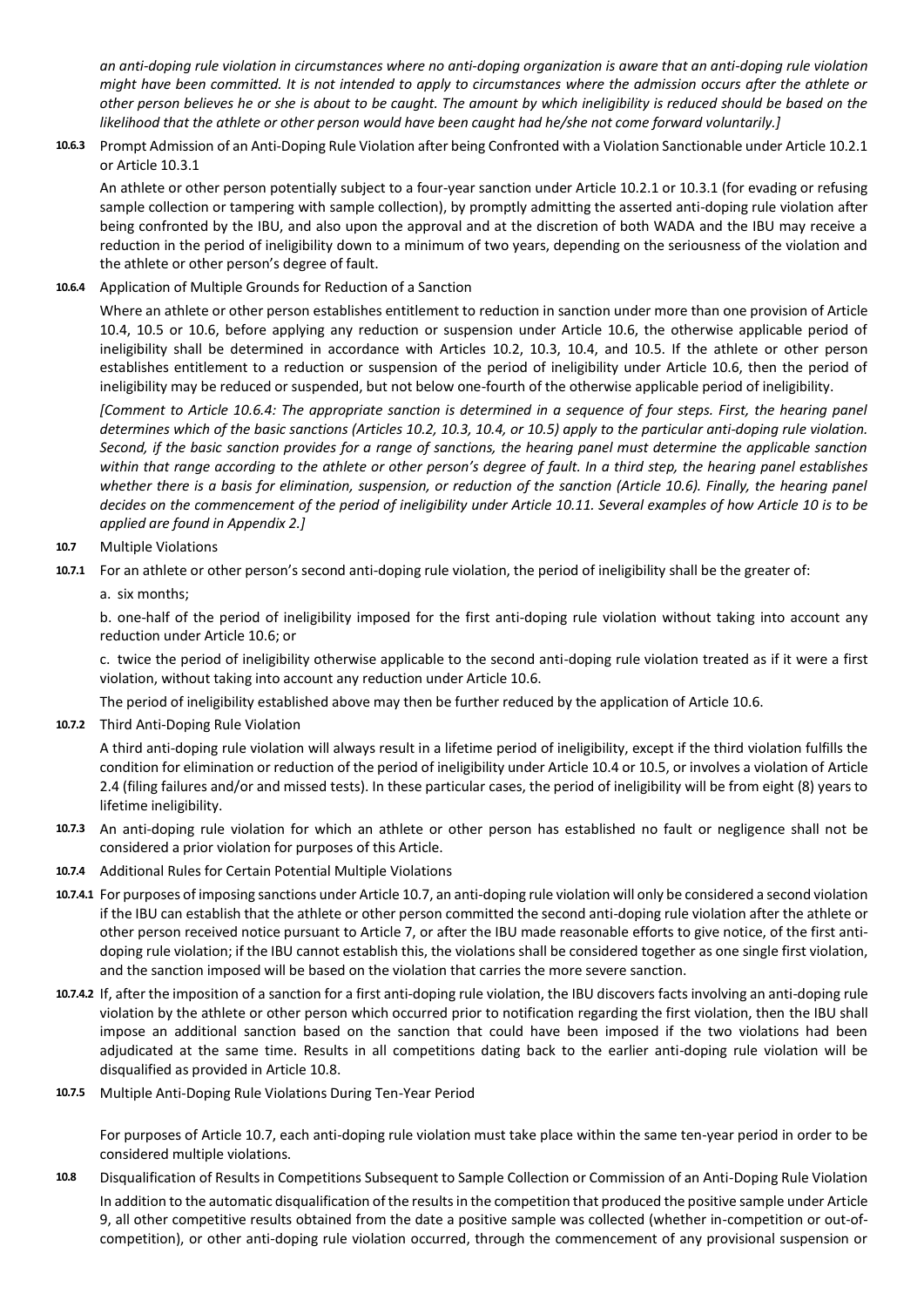*an anti-doping rule violation in circumstances where no anti-doping organization is aware that an anti-doping rule violation might have been committed. It is not intended to apply to circumstances where the admission occurs after the athlete or other person believes he or she is about to be caught. The amount by which ineligibility is reduced should be based on the likelihood that the athlete or other person would have been caught had he/she not come forward voluntarily.]*

**10.6.3** Prompt Admission of an Anti-Doping Rule Violation after being Confronted with a Violation Sanctionable under Article 10.2.1 or Article 10.3.1

An athlete or other person potentially subject to a four-year sanction under Article 10.2.1 or 10.3.1 (for evading or refusing sample collection or tampering with sample collection), by promptly admitting the asserted anti-doping rule violation after being confronted by the IBU, and also upon the approval and at the discretion of both WADA and the IBU may receive a reduction in the period of ineligibility down to a minimum of two years, depending on the seriousness of the violation and the athlete or other person's degree of fault.

**10.6.4** Application of Multiple Grounds for Reduction of a Sanction

Where an athlete or other person establishes entitlement to reduction in sanction under more than one provision of Article 10.4, 10.5 or 10.6, before applying any reduction or suspension under Article 10.6, the otherwise applicable period of ineligibility shall be determined in accordance with Articles 10.2, 10.3, 10.4, and 10.5. If the athlete or other person establishes entitlement to a reduction or suspension of the period of ineligibility under Article 10.6, then the period of ineligibility may be reduced or suspended, but not below one-fourth of the otherwise applicable period of ineligibility.

*[Comment to Article 10.6.4: The appropriate sanction is determined in a sequence of four steps. First, the hearing panel determines which of the basic sanctions (Articles 10.2, 10.3, 10.4, or 10.5) apply to the particular anti-doping rule violation. Second, if the basic sanction provides for a range of sanctions, the hearing panel must determine the applicable sanction within that range according to the athlete or other person's degree of fault. In a third step, the hearing panel establishes whether there is a basis for elimination, suspension, or reduction of the sanction (Article 10.6). Finally, the hearing panel decides on the commencement of the period of ineligibility under Article 10.11. Several examples of how Article 10 is to be applied are found in Appendix 2.]*

**10.7** Multiple Violations

**10.7.1** For an athlete or other person's second anti-doping rule violation, the period of ineligibility shall be the greater of:

a. six months;

b. one-half of the period of ineligibility imposed for the first anti-doping rule violation without taking into account any reduction under Article 10.6; or

c. twice the period of ineligibility otherwise applicable to the second anti-doping rule violation treated as if it were a first violation, without taking into account any reduction under Article 10.6.

The period of ineligibility established above may then be further reduced by the application of Article 10.6.

**10.7.2** Third Anti-Doping Rule Violation

A third anti-doping rule violation will always result in a lifetime period of ineligibility, except if the third violation fulfills the condition for elimination or reduction of the period of ineligibility under Article 10.4 or 10.5, or involves a violation of Article 2.4 (filing failures and/or and missed tests). In these particular cases, the period of ineligibility will be from eight (8) years to lifetime ineligibility.

**10.7.3** An anti-doping rule violation for which an athlete or other person has established no fault or negligence shall not be considered a prior violation for purposes of this Article.

**10.7.4** Additional Rules for Certain Potential Multiple Violations

**10.7.4.1** For purposes of imposing sanctions under Article 10.7, an anti-doping rule violation will only be considered a second violation if the IBU can establish that the athlete or other person committed the second anti-doping rule violation after the athlete or other person received notice pursuant to Article 7, or after the IBU made reasonable efforts to give notice, of the first anti-doping rule violation; if the IBU cannot establish this, the violations shall be considered together as one single first violation, and the sanction imposed will be based on the violation that carries the more severe sanction.

**10.7.4.2** If, after the imposition of a sanction for a first anti-doping rule violation, the IBU discovers facts involving an anti-doping rule violation by the athlete or other person which occurred prior to notification regarding the first violation, then the IBU shall impose an additional sanction based on the sanction that could have been imposed if the two violations had been adjudicated at the same time. Results in all competitions dating back to the earlier anti-doping rule violation will be disqualified as provided in Article 10.8.

**10.7.5** Multiple Anti-Doping Rule Violations During Ten-Year Period

For purposes of Article 10.7, each anti-doping rule violation must take place within the same ten-year period in order to be considered multiple violations.

**10.8** Disqualification of Results in Competitions Subsequent to Sample Collection or Commission of an Anti-Doping Rule Violation

In addition to the automatic disqualification of the results in the competition that produced the positive sample under Article 9, all other competitive results obtained from the date a positive sample was collected (whether in-competition or out-of-competition), or other anti-doping rule violation occurred, through the commencement of any provisional suspension or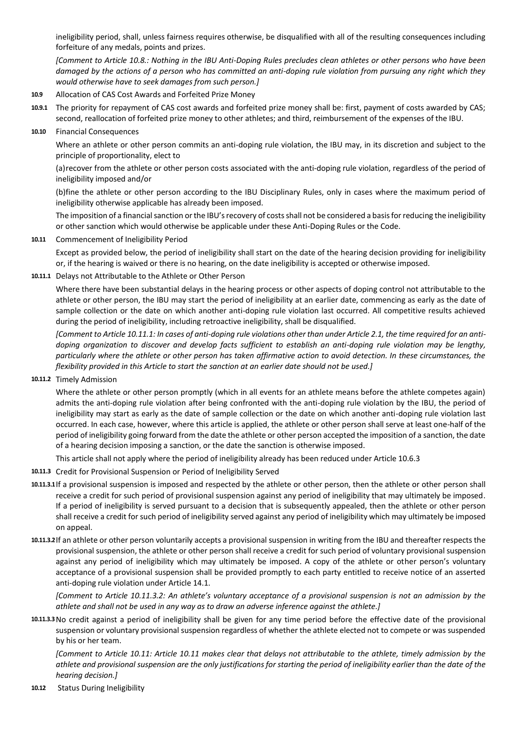ineligibility period, shall, unless fairness requires otherwise, be disqualified with all of the resulting consequences including forfeiture of any medals, points and prizes.

*[Comment to Article 10.8.: Nothing in the IBU Anti-Doping Rules precludes clean athletes or other persons who have been damaged by the actions of a person who has committed an anti-doping rule violation from pursuing any right which they would otherwise have to seek damages from such person.]*

**10.9** Allocation of CAS Cost Awards and Forfeited Prize Money

**10.9.1** The priority for repayment of CAS cost awards and forfeited prize money shall be: first, payment of costs awarded by CAS; second, reallocation of forfeited prize money to other athletes; and third, reimbursement of the expenses of the IBU.

**10.10** Financial Consequences

Where an athlete or other person commits an anti-doping rule violation, the IBU may, in its discretion and subject to the principle of proportionality, elect to

(a) recover from the athlete or other person costs associated with the anti-doping rule violation, regardless of the period of ineligibility imposed and/or

(b) fine the athlete or other person according to the IBU Disciplinary Rules, only in cases where the maximum period of ineligibility otherwise applicable has already been imposed.

The imposition of a financial sanction or the IBU's recovery of costs shall not be considered a basis for reducing the ineligibility or other sanction which would otherwise be applicable under these Anti-Doping Rules or the Code.

**10.11** Commencement of Ineligibility Period

Except as provided below, the period of ineligibility shall start on the date of the hearing decision providing for ineligibility or, if the hearing is waived or there is no hearing, on the date ineligibility is accepted or otherwise imposed.

**10.11.1** Delays not Attributable to the Athlete or Other Person

Where there have been substantial delays in the hearing process or other aspects of doping control not attributable to the athlete or other person, the IBU may start the period of ineligibility at an earlier date, commencing as early as the date of sample collection or the date on which another anti-doping rule violation last occurred. All competitive results achieved during the period of ineligibility, including retroactive ineligibility, shall be disqualified.

*[Comment to Article 10.11.1: In cases of anti-doping rule violations other than under Article 2.1, the time required for an anti-doping organization to discover and develop facts sufficient to establish an anti-doping rule violation may be lengthy, particularly where the athlete or other person has taken affirmative action to avoid detection. In these circumstances, the flexibility provided in this Article to start the sanction at an earlier date should not be used.]*

**10.11.2** Timely Admission

Where the athlete or other person promptly (which in all events for an athlete means before the athlete competes again) admits the anti-doping rule violation after being confronted with the anti-doping rule violation by the IBU, the period of ineligibility may start as early as the date of sample collection or the date on which another anti-doping rule violation last occurred. In each case, however, where this article is applied, the athlete or other person shall serve at least one-half of the period of ineligibility going forward from the date the athlete or other person accepted the imposition of a sanction, the date of a hearing decision imposing a sanction, or the date the sanction is otherwise imposed.

This article shall not apply where the period of ineligibility already has been reduced under Article 10.6.3

**10.11.3** Credit for Provisional Suspension or Period of Ineligibility Served

**10.11.3.1** If a provisional suspension is imposed and respected by the athlete or other person, then the athlete or other person shall receive a credit for such period of provisional suspension against any period of ineligibility that may ultimately be imposed. If a period of ineligibility is served pursuant to a decision that is subsequently appealed, then the athlete or other person shall receive a credit for such period of ineligibility served against any period of ineligibility which may ultimately be imposed on appeal.

**10.11.3.2** If an athlete or other person voluntarily accepts a provisional suspension in writing from the IBU and thereafter respects the provisional suspension, the athlete or other person shall receive a credit for such period of voluntary provisional suspension against any period of ineligibility which may ultimately be imposed. A copy of the athlete or other person's voluntary acceptance of a provisional suspension shall be provided promptly to each party entitled to receive notice of an asserted anti-doping rule violation under Article 14.1.

*[Comment to Article 10.11.3.2: An athlete's voluntary acceptance of a provisional suspension is not an admission by the athlete and shall not be used in any way as to draw an adverse inference against the athlete.]*

**10.11.3.3** No credit against a period of ineligibility shall be given for any time period before the effective date of the provisional suspension or voluntary provisional suspension regardless of whether the athlete elected not to compete or was suspended by his or her team.

*[Comment to Article 10.11: Article 10.11 makes clear that delays not attributable to the athlete, timely admission by the athlete and provisional suspension are the only justifications for starting the period of ineligibility earlier than the date of the hearing decision.]*

**10.12** Status During Ineligibility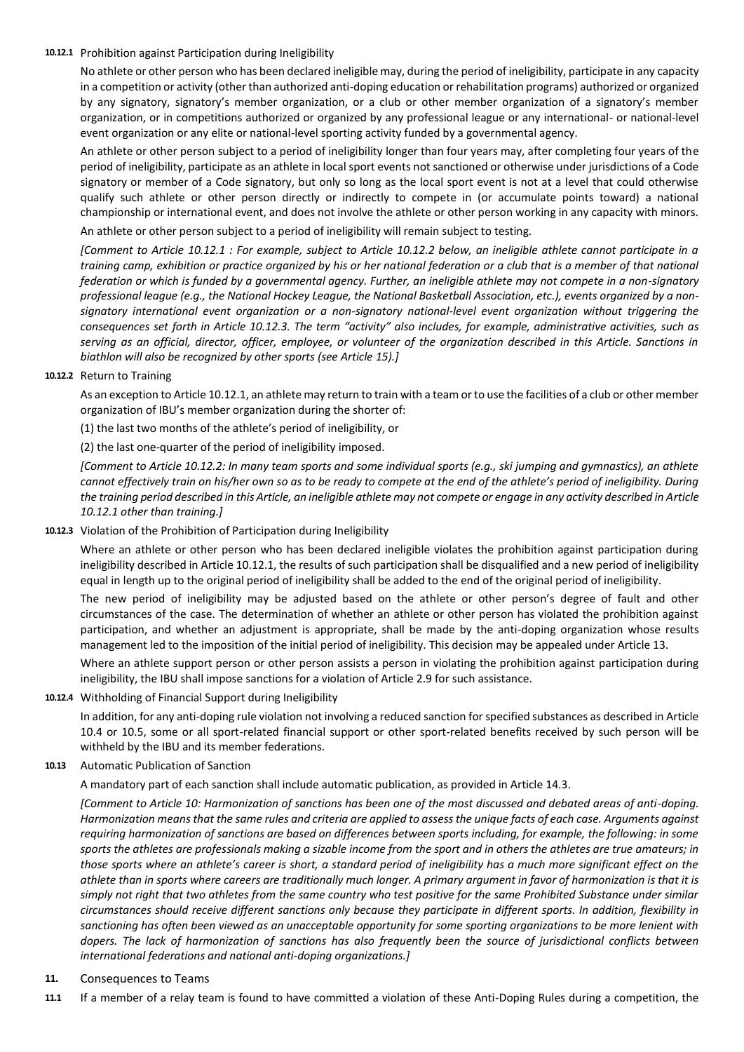**10.12.1** Prohibition against Participation during Ineligibility

No athlete or other person who has been declared ineligible may, during the period of ineligibility, participate in any capacity in a competition or activity (other than authorized anti-doping education or rehabilitation programs) authorized or organized by any signatory, signatory's member organization, or a club or other member organization of a signatory's member organization, or in competitions authorized or organized by any professional league or any international- or national-level event organization or any elite or national-level sporting activity funded by a governmental agency.

An athlete or other person subject to a period of ineligibility longer than four years may, after completing four years of the period of ineligibility, participate as an athlete in local sport events not sanctioned or otherwise under jurisdictions of a Code signatory or member of a Code signatory, but only so long as the local sport event is not at a level that could otherwise qualify such athlete or other person directly or indirectly to compete in (or accumulate points toward) a national championship or international event, and does not involve the athlete or other person working in any capacity with minors.

An athlete or other person subject to a period of ineligibility will remain subject to testing.

*[Comment to Article 10.12.1 : For example, subject to Article 10.12.2 below, an ineligible athlete cannot participate in a training camp, exhibition or practice organized by his or her national federation or a club that is a member of that national federation or which is funded by a governmental agency. Further, an ineligible athlete may not compete in a non-signatory professional league (e.g., the National Hockey League, the National Basketball Association, etc.), events organized by a non-signatory international event organization or a non-signatory national-level event organization without triggering the consequences set forth in Article 10.12.3. The term "activity" also includes, for example, administrative activities, such as serving as an official, director, officer, employee, or volunteer of the organization described in this Article. Sanctions in biathlon will also be recognized by other sports (see Article 15).]*

**10.12.2** Return to Training

As an exception to Article 10.12.1, an athlete may return to train with a team or to use the facilities of a club or other member organization of IBU's member organization during the shorter of:

(1) the last two months of the athlete's period of ineligibility, or

(2) the last one-quarter of the period of ineligibility imposed.

*[Comment to Article 10.12.2: In many team sports and some individual sports (e.g., ski jumping and gymnastics), an athlete cannot effectively train on his/her own so as to be ready to compete at the end of the athlete's period of ineligibility. During the training period described in this Article, an ineligible athlete may not compete or engage in any activity described in Article 10.12.1 other than training.]*

**10.12.3** Violation of the Prohibition of Participation during Ineligibility

Where an athlete or other person who has been declared ineligible violates the prohibition against participation during ineligibility described in Article 10.12.1, the results of such participation shall be disqualified and a new period of ineligibility equal in length up to the original period of ineligibility shall be added to the end of the original period of ineligibility.

The new period of ineligibility may be adjusted based on the athlete or other person's degree of fault and other circumstances of the case. The determination of whether an athlete or other person has violated the prohibition against participation, and whether an adjustment is appropriate, shall be made by the anti-doping organization whose results management led to the imposition of the initial period of ineligibility. This decision may be appealed under Article 13.

Where an athlete support person or other person assists a person in violating the prohibition against participation during ineligibility, the IBU shall impose sanctions for a violation of Article 2.9 for such assistance.

**10.12.4** Withholding of Financial Support during Ineligibility

In addition, for any anti-doping rule violation not involving a reduced sanction for specified substances as described in Article 10.4 or 10.5, some or all sport-related financial support or other sport-related benefits received by such person will be withheld by the IBU and its member federations.

**10.13** Automatic Publication of Sanction

A mandatory part of each sanction shall include automatic publication, as provided in Article 14.3.

*[Comment to Article 10: Harmonization of sanctions has been one of the most discussed and debated areas of anti-doping. Harmonization means that the same rules and criteria are applied to assess the unique facts of each case. Arguments against requiring harmonization of sanctions are based on differences between sports including, for example, the following: in some sports the athletes are professionals making a sizable income from the sport and in others the athletes are true amateurs; in those sports where an athlete's career is short, a standard period of ineligibility has a much more significant effect on the athlete than in sports where careers are traditionally much longer. A primary argument in favor of harmonization is that it is simply not right that two athletes from the same country who test positive for the same Prohibited Substance under similar circumstances should receive different sanctions only because they participate in different sports. In addition, flexibility in sanctioning has often been viewed as an unacceptable opportunity for some sporting organizations to be more lenient with dopers. The lack of harmonization of sanctions has also frequently been the source of jurisdictional conflicts between international federations and national anti-doping organizations.]*

## 11. Consequences to Teams

**11.1** If a member of a relay team is found to have committed a violation of these Anti-Doping Rules during a competition, the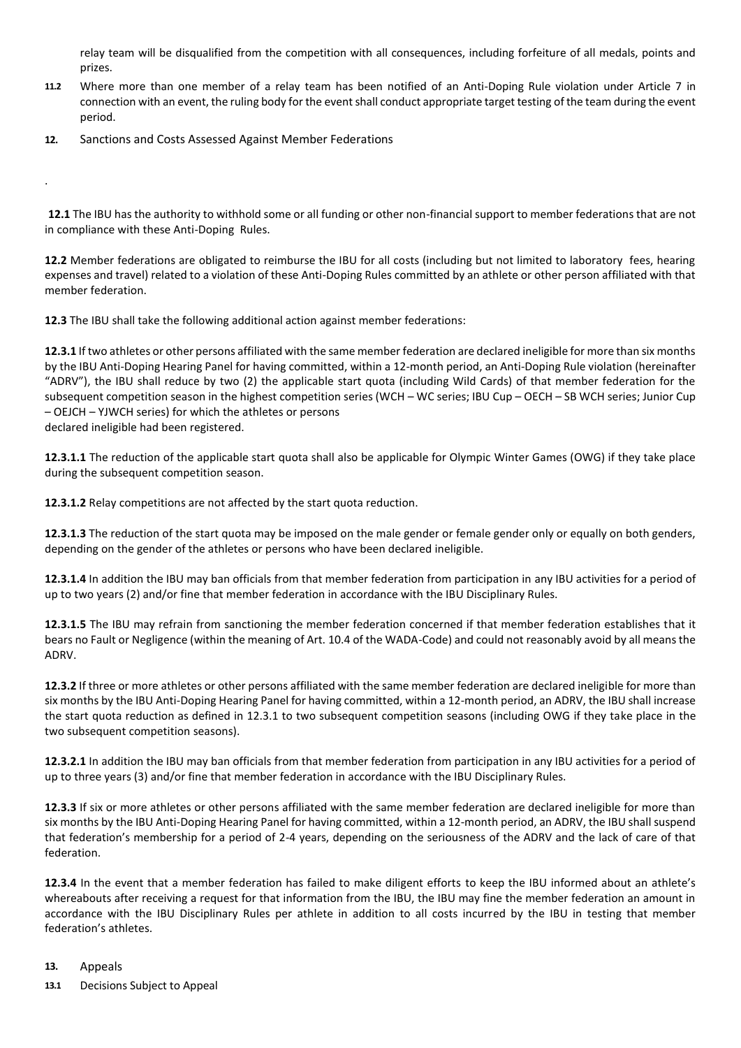relay team will be disqualified from the competition with all consequences, including forfeiture of all medals, points and prizes.

**11.2** Where more than one member of a relay team has been notified of an Anti-Doping Rule violation under Article 7 in connection with an event, the ruling body for the event shall conduct appropriate target testing of the team during the event period.

## 12. Sanctions and Costs Assessed Against Member Federations

.

**12.1** The IBU has the authority to withhold some or all funding or other non-financial support to member federations that are not in compliance with these Anti-Doping Rules.

**12.2** Member federations are obligated to reimburse the IBU for all costs (including but not limited to laboratory fees, hearing expenses and travel) related to a violation of these Anti-Doping Rules committed by an athlete or other person affiliated with that member federation.

**12.3** The IBU shall take the following additional action against member federations:

**12.3.1** If two athletes or other persons affiliated with the same member federation are declared ineligible for more than six months by the IBU Anti-Doping Hearing Panel for having committed, within a 12-month period, an Anti-Doping Rule violation (hereinafter "ADRV"), the IBU shall reduce by two (2) the applicable start quota (including Wild Cards) of that member federation for the subsequent competition season in the highest competition series (WCH – WC series; IBU Cup – OECH – SB WCH series; Junior Cup – OEJCH – YJWCH series) for which the athletes or persons declared ineligible had been registered.

**12.3.1.1** The reduction of the applicable start quota shall also be applicable for Olympic Winter Games (OWG) if they take place during the subsequent competition season.

**12.3.1.2** Relay competitions are not affected by the start quota reduction.

**12.3.1.3** The reduction of the start quota may be imposed on the male gender or female gender only or equally on both genders, depending on the gender of the athletes or persons who have been declared ineligible.

**12.3.1.4** In addition the IBU may ban officials from that member federation from participation in any IBU activities for a period of up to two years (2) and/or fine that member federation in accordance with the IBU Disciplinary Rules.

**12.3.1.5** The IBU may refrain from sanctioning the member federation concerned if that member federation establishes that it bears no Fault or Negligence (within the meaning of Art. 10.4 of the WADA-Code) and could not reasonably avoid by all means the ADRV.

**12.3.2** If three or more athletes or other persons affiliated with the same member federation are declared ineligible for more than six months by the IBU Anti-Doping Hearing Panel for having committed, within a 12-month period, an ADRV, the IBU shall increase the start quota reduction as defined in 12.3.1 to two subsequent competition seasons (including OWG if they take place in the two subsequent competition seasons).

**12.3.2.1** In addition the IBU may ban officials from that member federation from participation in any IBU activities for a period of up to three years (3) and/or fine that member federation in accordance with the IBU Disciplinary Rules.

**12.3.3** If six or more athletes or other persons affiliated with the same member federation are declared ineligible for more than six months by the IBU Anti-Doping Hearing Panel for having committed, within a 12-month period, an ADRV, the IBU shall suspend that federation's membership for a period of 2-4 years, depending on the seriousness of the ADRV and the lack of care of that federation.

**12.3.4** In the event that a member federation has failed to make diligent efforts to keep the IBU informed about an athlete's whereabouts after receiving a request for that information from the IBU, the IBU may fine the member federation an amount in accordance with the IBU Disciplinary Rules per athlete in addition to all costs incurred by the IBU in testing that member federation's athletes.

## 13. Appeals

### 13.1 Decisions Subject to Appeal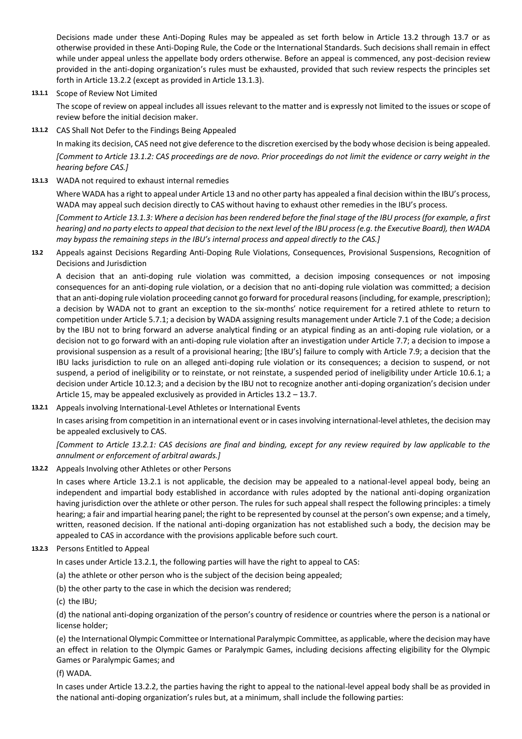Decisions made under these Anti-Doping Rules may be appealed as set forth below in Article 13.2 through 13.7 or as otherwise provided in these Anti-Doping Rule, the Code or the International Standards. Such decisions shall remain in effect while under appeal unless the appellate body orders otherwise. Before an appeal is commenced, any post-decision review provided in the anti-doping organization's rules must be exhausted, provided that such review respects the principles set forth in Article 13.2.2 (except as provided in Article 13.1.3).

**13.1.1** Scope of Review Not Limited

The scope of review on appeal includes all issues relevant to the matter and is expressly not limited to the issues or scope of review before the initial decision maker.

**13.1.2** CAS Shall Not Defer to the Findings Being Appealed

In making its decision, CAS need not give deference to the discretion exercised by the body whose decision is being appealed.

*[Comment to Article 13.1.2: CAS proceedings are de novo. Prior proceedings do not limit the evidence or carry weight in the hearing before CAS.]*

**13.1.3** WADA not required to exhaust internal remedies

Where WADA has a right to appeal under Article 13 and no other party has appealed a final decision within the IBU's process, WADA may appeal such decision directly to CAS without having to exhaust other remedies in the IBU's process.

*[Comment to Article 13.1.3: Where a decision has been rendered before the final stage of the IBU process (for example, a first hearing) and no party elects to appeal that decision to the next level of the IBU process (e.g. the Executive Board), then WADA may bypass the remaining steps in the IBU's internal process and appeal directly to the CAS.]*

**13.2** Appeals against Decisions Regarding Anti-Doping Rule Violations, Consequences, Provisional Suspensions, Recognition of Decisions and Jurisdiction

A decision that an anti-doping rule violation was committed, a decision imposing consequences or not imposing consequences for an anti-doping rule violation, or a decision that no anti-doping rule violation was committed; a decision that an anti-doping rule violation proceeding cannot go forward for procedural reasons (including, for example, prescription); a decision by WADA not to grant an exception to the six-months' notice requirement for a retired athlete to return to competition under Article 5.7.1; a decision by WADA assigning results management under Article 7.1 of the Code; a decision by the IBU not to bring forward an adverse analytical finding or an atypical finding as an anti-doping rule violation, or a decision not to go forward with an anti-doping rule violation after an investigation under Article 7.7; a decision to impose a provisional suspension as a result of a provisional hearing; [the IBU's] failure to comply with Article 7.9; a decision that the IBU lacks jurisdiction to rule on an alleged anti-doping rule violation or its consequences; a decision to suspend, or not suspend, a period of ineligibility or to reinstate, or not reinstate, a suspended period of ineligibility under Article 10.6.1; a decision under Article 10.12.3; and a decision by the IBU not to recognize another anti-doping organization's decision under Article 15, may be appealed exclusively as provided in Articles 13.2 – 13.7.

**13.2.1** Appeals involving International-Level Athletes or International Events

In cases arising from competition in an international event or in cases involving international-level athletes, the decision may be appealed exclusively to CAS.

*[Comment to Article 13.2.1: CAS decisions are final and binding, except for any review required by law applicable to the annulment or enforcement of arbitral awards.]*

**13.2.2** Appeals Involving other Athletes or other Persons

In cases where Article 13.2.1 is not applicable, the decision may be appealed to a national-level appeal body, being an independent and impartial body established in accordance with rules adopted by the national anti-doping organization having jurisdiction over the athlete or other person. The rules for such appeal shall respect the following principles: a timely hearing; a fair and impartial hearing panel; the right to be represented by counsel at the person's own expense; and a timely, written, reasoned decision. If the national anti-doping organization has not established such a body, the decision may be appealed to CAS in accordance with the provisions applicable before such court.

**13.2.3** Persons Entitled to Appeal

In cases under Article 13.2.1, the following parties will have the right to appeal to CAS:

(a) the athlete or other person who is the subject of the decision being appealed;

(b) the other party to the case in which the decision was rendered;

(c) the IBU;

(d) the national anti-doping organization of the person's country of residence or countries where the person is a national or license holder;

(e) the International Olympic Committee or International Paralympic Committee, as applicable, where the decision may have an effect in relation to the Olympic Games or Paralympic Games, including decisions affecting eligibility for the Olympic Games or Paralympic Games; and

(f) WADA.

In cases under Article 13.2.2, the parties having the right to appeal to the national-level appeal body shall be as provided in the national anti-doping organization's rules but, at a minimum, shall include the following parties: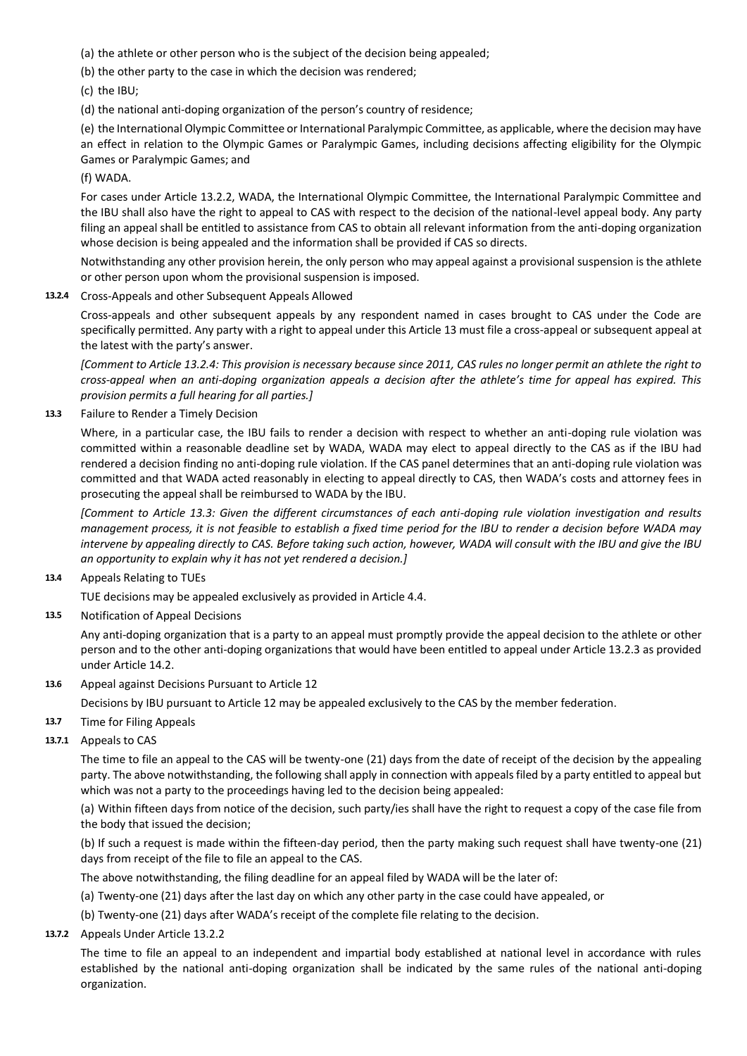(a) the athlete or other person who is the subject of the decision being appealed;

(b) the other party to the case in which the decision was rendered;

(c) the IBU;

(d) the national anti-doping organization of the person's country of residence;

(e) the International Olympic Committee or International Paralympic Committee, as applicable, where the decision may have an effect in relation to the Olympic Games or Paralympic Games, including decisions affecting eligibility for the Olympic Games or Paralympic Games; and

(f) WADA.

For cases under Article 13.2.2, WADA, the International Olympic Committee, the International Paralympic Committee and the IBU shall also have the right to appeal to CAS with respect to the decision of the national-level appeal body. Any party filing an appeal shall be entitled to assistance from CAS to obtain all relevant information from the anti-doping organization whose decision is being appealed and the information shall be provided if CAS so directs.

Notwithstanding any other provision herein, the only person who may appeal against a provisional suspension is the athlete or other person upon whom the provisional suspension is imposed.

**13.2.4** Cross-Appeals and other Subsequent Appeals Allowed

Cross-appeals and other subsequent appeals by any respondent named in cases brought to CAS under the Code are specifically permitted. Any party with a right to appeal under this Article 13 must file a cross-appeal or subsequent appeal at the latest with the party's answer.

*[Comment to Article 13.2.4: This provision is necessary because since 2011, CAS rules no longer permit an athlete the right to cross-appeal when an anti-doping organization appeals a decision after the athlete's time for appeal has expired. This provision permits a full hearing for all parties.]*

**13.3** Failure to Render a Timely Decision

Where, in a particular case, the IBU fails to render a decision with respect to whether an anti-doping rule violation was committed within a reasonable deadline set by WADA, WADA may elect to appeal directly to the CAS as if the IBU had rendered a decision finding no anti-doping rule violation. If the CAS panel determines that an anti-doping rule violation was committed and that WADA acted reasonably in electing to appeal directly to CAS, then WADA's costs and attorney fees in prosecuting the appeal shall be reimbursed to WADA by the IBU.

*[Comment to Article 13.3: Given the different circumstances of each anti-doping rule violation investigation and results management process, it is not feasible to establish a fixed time period for the IBU to render a decision before WADA may intervene by appealing directly to CAS. Before taking such action, however, WADA will consult with the IBU and give the IBU an opportunity to explain why it has not yet rendered a decision.]*

**13.4** Appeals Relating to TUEs

TUE decisions may be appealed exclusively as provided in Article 4.4.

**13.5** Notification of Appeal Decisions

Any anti-doping organization that is a party to an appeal must promptly provide the appeal decision to the athlete or other person and to the other anti-doping organizations that would have been entitled to appeal under Article 13.2.3 as provided under Article 14.2.

**13.6** Appeal against Decisions Pursuant to Article 12

Decisions by IBU pursuant to Article 12 may be appealed exclusively to the CAS by the member federation.

**13.7** Time for Filing Appeals

**13.7.1** Appeals to CAS

The time to file an appeal to the CAS will be twenty-one (21) days from the date of receipt of the decision by the appealing party. The above notwithstanding, the following shall apply in connection with appeals filed by a party entitled to appeal but which was not a party to the proceedings having led to the decision being appealed:

(a) Within fifteen days from notice of the decision, such party/ies shall have the right to request a copy of the case file from the body that issued the decision;

(b) If such a request is made within the fifteen-day period, then the party making such request shall have twenty-one (21) days from receipt of the file to file an appeal to the CAS.

The above notwithstanding, the filing deadline for an appeal filed by WADA will be the later of:

(a) Twenty-one (21) days after the last day on which any other party in the case could have appealed, or

(b) Twenty-one (21) days after WADA's receipt of the complete file relating to the decision.

**13.7.2** Appeals Under Article 13.2.2

The time to file an appeal to an independent and impartial body established at national level in accordance with rules established by the national anti-doping organization shall be indicated by the same rules of the national anti-doping organization.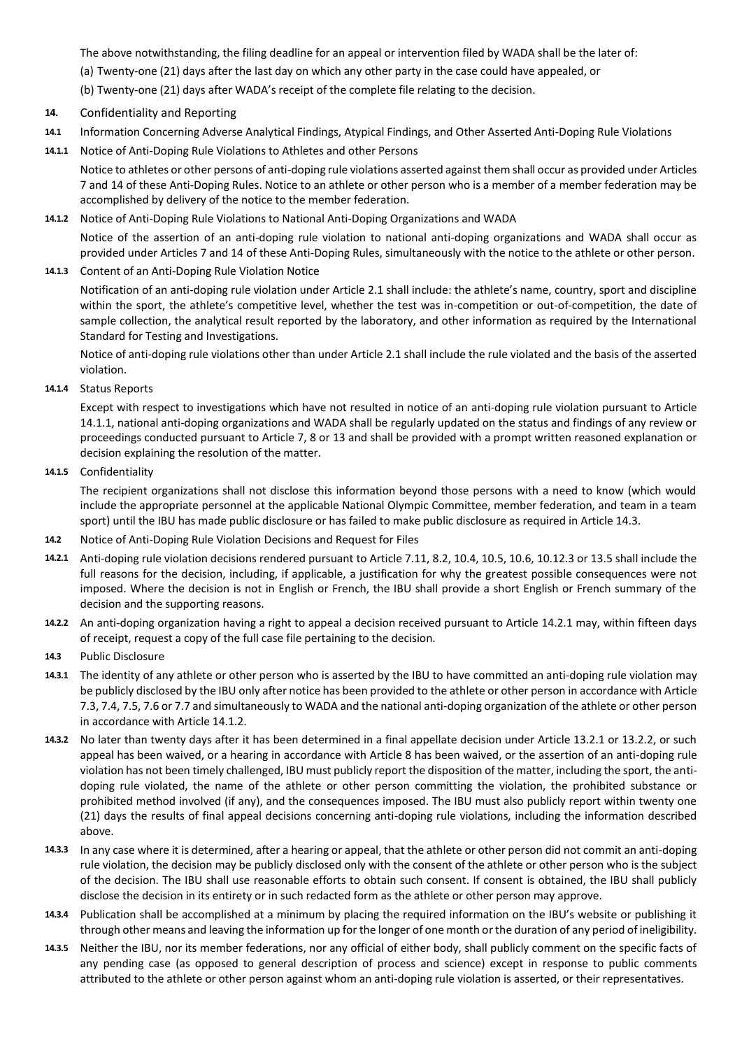The above notwithstanding, the filing deadline for an appeal or intervention filed by WADA shall be the later of:

(a) Twenty-one (21) days after the last day on which any other party in the case could have appealed, or

(b) Twenty-one (21) days after WADA's receipt of the complete file relating to the decision.

## 14. Confidentiality and Reporting

### 14.1 Information Concerning Adverse Analytical Findings, Atypical Findings, and Other Asserted Anti-Doping Rule Violations

#### 14.1.1 Notice of Anti-Doping Rule Violations to Athletes and other Persons

Notice to athletes or other persons of anti-doping rule violations asserted against them shall occur as provided under Articles 7 and 14 of these Anti-Doping Rules. Notice to an athlete or other person who is a member of a member federation may be accomplished by delivery of the notice to the member federation.

#### 14.1.2 Notice of Anti-Doping Rule Violations to National Anti-Doping Organizations and WADA

Notice of the assertion of an anti-doping rule violation to national anti-doping organizations and WADA shall occur as provided under Articles 7 and 14 of these Anti-Doping Rules, simultaneously with the notice to the athlete or other person.

#### 14.1.3 Content of an Anti-Doping Rule Violation Notice

Notification of an anti-doping rule violation under Article 2.1 shall include: the athlete's name, country, sport and discipline within the sport, the athlete's competitive level, whether the test was in-competition or out-of-competition, the date of sample collection, the analytical result reported by the laboratory, and other information as required by the International Standard for Testing and Investigations.

Notice of anti-doping rule violations other than under Article 2.1 shall include the rule violated and the basis of the asserted violation.

#### 14.1.4 Status Reports

Except with respect to investigations which have not resulted in notice of an anti-doping rule violation pursuant to Article 14.1.1, national anti-doping organizations and WADA shall be regularly updated on the status and findings of any review or proceedings conducted pursuant to Article 7, 8 or 13 and shall be provided with a prompt written reasoned explanation or decision explaining the resolution of the matter.

#### 14.1.5 Confidentiality

The recipient organizations shall not disclose this information beyond those persons with a need to know (which would include the appropriate personnel at the applicable National Olympic Committee, member federation, and team in a team sport) until the IBU has made public disclosure or has failed to make public disclosure as required in Article 14.3.

### 14.2 Notice of Anti-Doping Rule Violation Decisions and Request for Files

**14.2.1** Anti-doping rule violation decisions rendered pursuant to Article 7.11, 8.2, 10.4, 10.5, 10.6, 10.12.3 or 13.5 shall include the full reasons for the decision, including, if applicable, a justification for why the greatest possible consequences were not imposed. Where the decision is not in English or French, the IBU shall provide a short English or French summary of the decision and the supporting reasons.

**14.2.2** An anti-doping organization having a right to appeal a decision received pursuant to Article 14.2.1 may, within fifteen days of receipt, request a copy of the full case file pertaining to the decision.

### 14.3 Public Disclosure

**14.3.1** The identity of any athlete or other person who is asserted by the IBU to have committed an anti-doping rule violation may be publicly disclosed by the IBU only after notice has been provided to the athlete or other person in accordance with Article 7.3, 7.4, 7.5, 7.6 or 7.7 and simultaneously to WADA and the national anti-doping organization of the athlete or other person in accordance with Article 14.1.2.

**14.3.2** No later than twenty days after it has been determined in a final appellate decision under Article 13.2.1 or 13.2.2, or such appeal has been waived, or a hearing in accordance with Article 8 has been waived, or the assertion of an anti-doping rule violation has not been timely challenged, IBU must publicly report the disposition of the matter, including the sport, the anti-doping rule violated, the name of the athlete or other person committing the violation, the prohibited substance or prohibited method involved (if any), and the consequences imposed. The IBU must also publicly report within twenty one (21) days the results of final appeal decisions concerning anti-doping rule violations, including the information described above.

**14.3.3** In any case where it is determined, after a hearing or appeal, that the athlete or other person did not commit an anti-doping rule violation, the decision may be publicly disclosed only with the consent of the athlete or other person who is the subject of the decision. The IBU shall use reasonable efforts to obtain such consent. If consent is obtained, the IBU shall publicly disclose the decision in its entirety or in such redacted form as the athlete or other person may approve.

**14.3.4** Publication shall be accomplished at a minimum by placing the required information on the IBU's website or publishing it through other means and leaving the information up for the longer of one month or the duration of any period of ineligibility.

**14.3.5** Neither the IBU, nor its member federations, nor any official of either body, shall publicly comment on the specific facts of any pending case (as opposed to general description of process and science) except in response to public comments attributed to the athlete or other person against whom an anti-doping rule violation is asserted, or their representatives.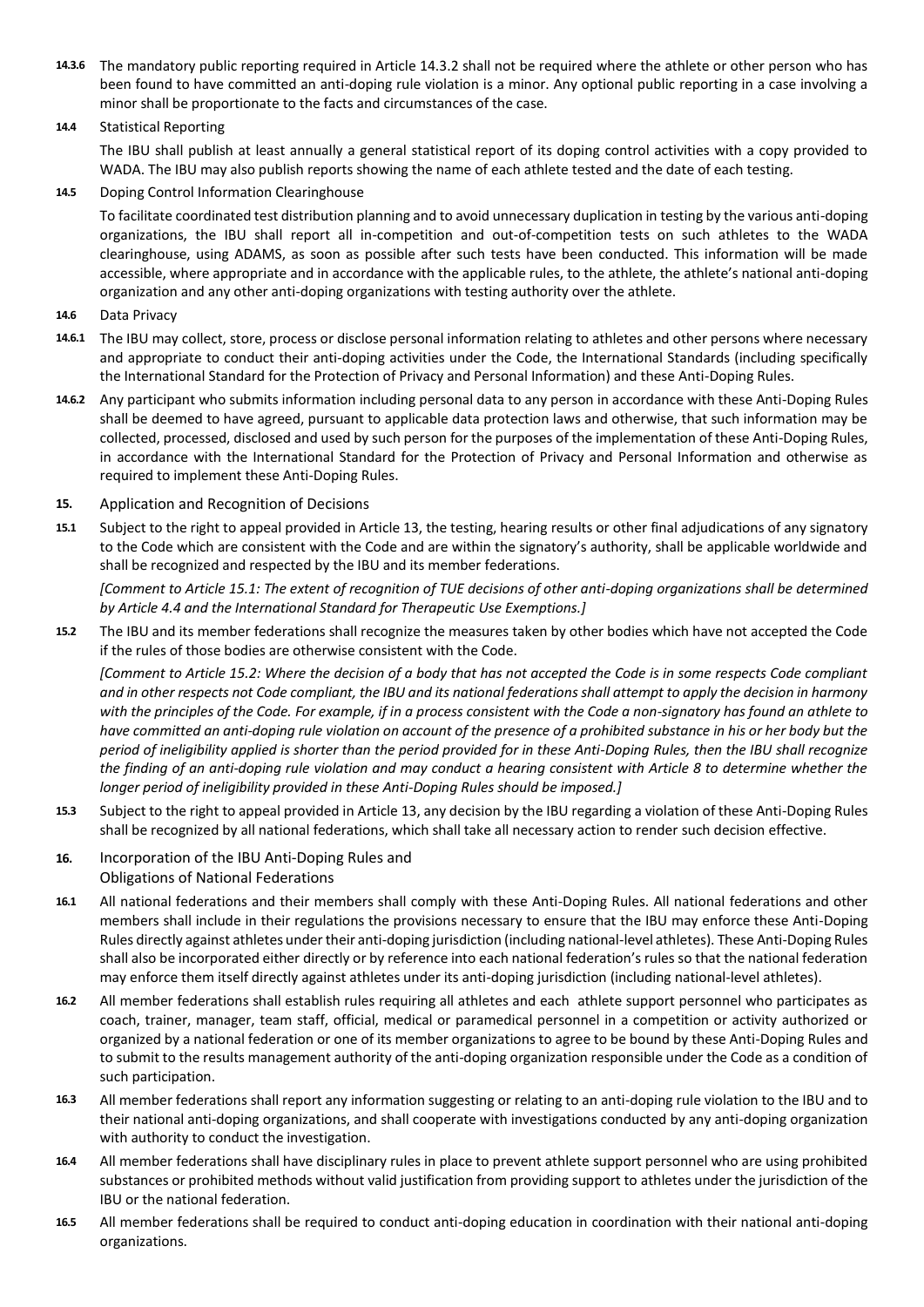**14.3.6** The mandatory public reporting required in Article 14.3.2 shall not be required where the athlete or other person who has been found to have committed an anti-doping rule violation is a minor. Any optional public reporting in a case involving a minor shall be proportionate to the facts and circumstances of the case.

**14.4** Statistical Reporting

The IBU shall publish at least annually a general statistical report of its doping control activities with a copy provided to WADA. The IBU may also publish reports showing the name of each athlete tested and the date of each testing.

**14.5** Doping Control Information Clearinghouse

To facilitate coordinated test distribution planning and to avoid unnecessary duplication in testing by the various anti-doping organizations, the IBU shall report all in-competition and out-of-competition tests on such athletes to the WADA clearinghouse, using ADAMS, as soon as possible after such tests have been conducted. This information will be made accessible, where appropriate and in accordance with the applicable rules, to the athlete, the athlete's national anti-doping organization and any other anti-doping organizations with testing authority over the athlete.

**14.6** Data Privacy

**14.6.1** The IBU may collect, store, process or disclose personal information relating to athletes and other persons where necessary and appropriate to conduct their anti-doping activities under the Code, the International Standards (including specifically the International Standard for the Protection of Privacy and Personal Information) and these Anti-Doping Rules.

**14.6.2** Any participant who submits information including personal data to any person in accordance with these Anti-Doping Rules shall be deemed to have agreed, pursuant to applicable data protection laws and otherwise, that such information may be collected, processed, disclosed and used by such person for the purposes of the implementation of these Anti-Doping Rules, in accordance with the International Standard for the Protection of Privacy and Personal Information and otherwise as required to implement these Anti-Doping Rules.

## 15. Application and Recognition of Decisions

**15.1** Subject to the right to appeal provided in Article 13, the testing, hearing results or other final adjudications of any signatory to the Code which are consistent with the Code and are within the signatory's authority, shall be applicable worldwide and shall be recognized and respected by the IBU and its member federations.

*[Comment to Article 15.1: The extent of recognition of TUE decisions of other anti-doping organizations shall be determined by Article 4.4 and the International Standard for Therapeutic Use Exemptions.]*

**15.2** The IBU and its member federations shall recognize the measures taken by other bodies which have not accepted the Code if the rules of those bodies are otherwise consistent with the Code.

*[Comment to Article 15.2: Where the decision of a body that has not accepted the Code is in some respects Code compliant and in other respects not Code compliant, the IBU and its national federations shall attempt to apply the decision in harmony with the principles of the Code. For example, if in a process consistent with the Code a non-signatory has found an athlete to have committed an anti-doping rule violation on account of the presence of a prohibited substance in his or her body but the period of ineligibility applied is shorter than the period provided for in these Anti-Doping Rules, then the IBU shall recognize the finding of an anti-doping rule violation and may conduct a hearing consistent with Article 8 to determine whether the longer period of ineligibility provided in these Anti-Doping Rules should be imposed.]*

**15.3** Subject to the right to appeal provided in Article 13, any decision by the IBU regarding a violation of these Anti-Doping Rules shall be recognized by all national federations, which shall take all necessary action to render such decision effective.

## 16. Incorporation of the IBU Anti-Doping Rules and Obligations of National Federations

**16.1** All national federations and their members shall comply with these Anti-Doping Rules. All national federations and other members shall include in their regulations the provisions necessary to ensure that the IBU may enforce these Anti-Doping Rules directly against athletes under their anti-doping jurisdiction (including national-level athletes). These Anti-Doping Rules shall also be incorporated either directly or by reference into each national federation's rules so that the national federation may enforce them itself directly against athletes under its anti-doping jurisdiction (including national-level athletes).

**16.2** All member federations shall establish rules requiring all athletes and each athlete support personnel who participates as coach, trainer, manager, team staff, official, medical or paramedical personnel in a competition or activity authorized or organized by a national federation or one of its member organizations to agree to be bound by these Anti-Doping Rules and to submit to the results management authority of the anti-doping organization responsible under the Code as a condition of such participation.

**16.3** All member federations shall report any information suggesting or relating to an anti-doping rule violation to the IBU and to their national anti-doping organizations, and shall cooperate with investigations conducted by any anti-doping organization with authority to conduct the investigation.

**16.4** All member federations shall have disciplinary rules in place to prevent athlete support personnel who are using prohibited substances or prohibited methods without valid justification from providing support to athletes under the jurisdiction of the IBU or the national federation.

**16.5** All member federations shall be required to conduct anti-doping education in coordination with their national anti-doping organizations.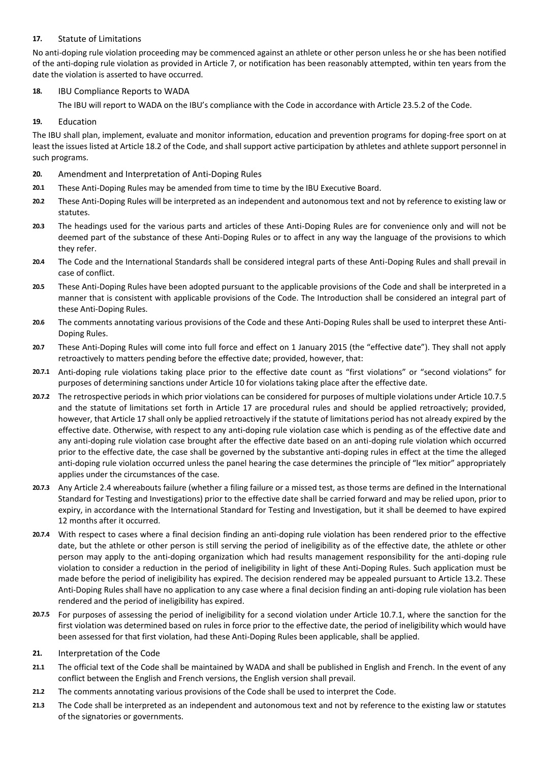## 17. Statute of Limitations

No anti-doping rule violation proceeding may be commenced against an athlete or other person unless he or she has been notified of the anti-doping rule violation as provided in Article 7, or notification has been reasonably attempted, within ten years from the date the violation is asserted to have occurred.

## 18. IBU Compliance Reports to WADA

The IBU will report to WADA on the IBU's compliance with the Code in accordance with Article 23.5.2 of the Code.

## 19. Education

The IBU shall plan, implement, evaluate and monitor information, education and prevention programs for doping-free sport on at least the issues listed at Article 18.2 of the Code, and shall support active participation by athletes and athlete support personnel in such programs.

## 20. Amendment and Interpretation of Anti-Doping Rules

**20.1** These Anti-Doping Rules may be amended from time to time by the IBU Executive Board.

**20.2** These Anti-Doping Rules will be interpreted as an independent and autonomous text and not by reference to existing law or statutes.

**20.3** The headings used for the various parts and articles of these Anti-Doping Rules are for convenience only and will not be deemed part of the substance of these Anti-Doping Rules or to affect in any way the language of the provisions to which they refer.

**20.4** The Code and the International Standards shall be considered integral parts of these Anti-Doping Rules and shall prevail in case of conflict.

**20.5** These Anti-Doping Rules have been adopted pursuant to the applicable provisions of the Code and shall be interpreted in a manner that is consistent with applicable provisions of the Code. The Introduction shall be considered an integral part of these Anti-Doping Rules.

**20.6** The comments annotating various provisions of the Code and these Anti-Doping Rules shall be used to interpret these Anti-Doping Rules.

**20.7** These Anti-Doping Rules will come into full force and effect on 1 January 2015 (the "effective date"). They shall not apply retroactively to matters pending before the effective date; provided, however, that:

**20.7.1** Anti-doping rule violations taking place prior to the effective date count as "first violations" or "second violations" for purposes of determining sanctions under Article 10 for violations taking place after the effective date.

**20.7.2** The retrospective periods in which prior violations can be considered for purposes of multiple violations under Article 10.7.5 and the statute of limitations set forth in Article 17 are procedural rules and should be applied retroactively; provided, however, that Article 17 shall only be applied retroactively if the statute of limitations period has not already expired by the effective date. Otherwise, with respect to any anti-doping rule violation case which is pending as of the effective date and any anti-doping rule violation case brought after the effective date based on an anti-doping rule violation which occurred prior to the effective date, the case shall be governed by the substantive anti-doping rules in effect at the time the alleged anti-doping rule violation occurred unless the panel hearing the case determines the principle of "lex mitior" appropriately applies under the circumstances of the case.

**20.7.3** Any Article 2.4 whereabouts failure (whether a filing failure or a missed test, as those terms are defined in the International Standard for Testing and Investigations) prior to the effective date shall be carried forward and may be relied upon, prior to expiry, in accordance with the International Standard for Testing and Investigation, but it shall be deemed to have expired 12 months after it occurred.

**20.7.4** With respect to cases where a final decision finding an anti-doping rule violation has been rendered prior to the effective date, but the athlete or other person is still serving the period of ineligibility as of the effective date, the athlete or other person may apply to the anti-doping organization which had results management responsibility for the anti-doping rule violation to consider a reduction in the period of ineligibility in light of these Anti-Doping Rules. Such application must be made before the period of ineligibility has expired. The decision rendered may be appealed pursuant to Article 13.2. These Anti-Doping Rules shall have no application to any case where a final decision finding an anti-doping rule violation has been rendered and the period of ineligibility has expired.

**20.7.5** For purposes of assessing the period of ineligibility for a second violation under Article 10.7.1, where the sanction for the first violation was determined based on rules in force prior to the effective date, the period of ineligibility which would have been assessed for that first violation, had these Anti-Doping Rules been applicable, shall be applied.

## 21. Interpretation of the Code

**21.1** The official text of the Code shall be maintained by WADA and shall be published in English and French. In the event of any conflict between the English and French versions, the English version shall prevail.

**21.2** The comments annotating various provisions of the Code shall be used to interpret the Code.

**21.3** The Code shall be interpreted as an independent and autonomous text and not by reference to the existing law or statutes of the signatories or governments.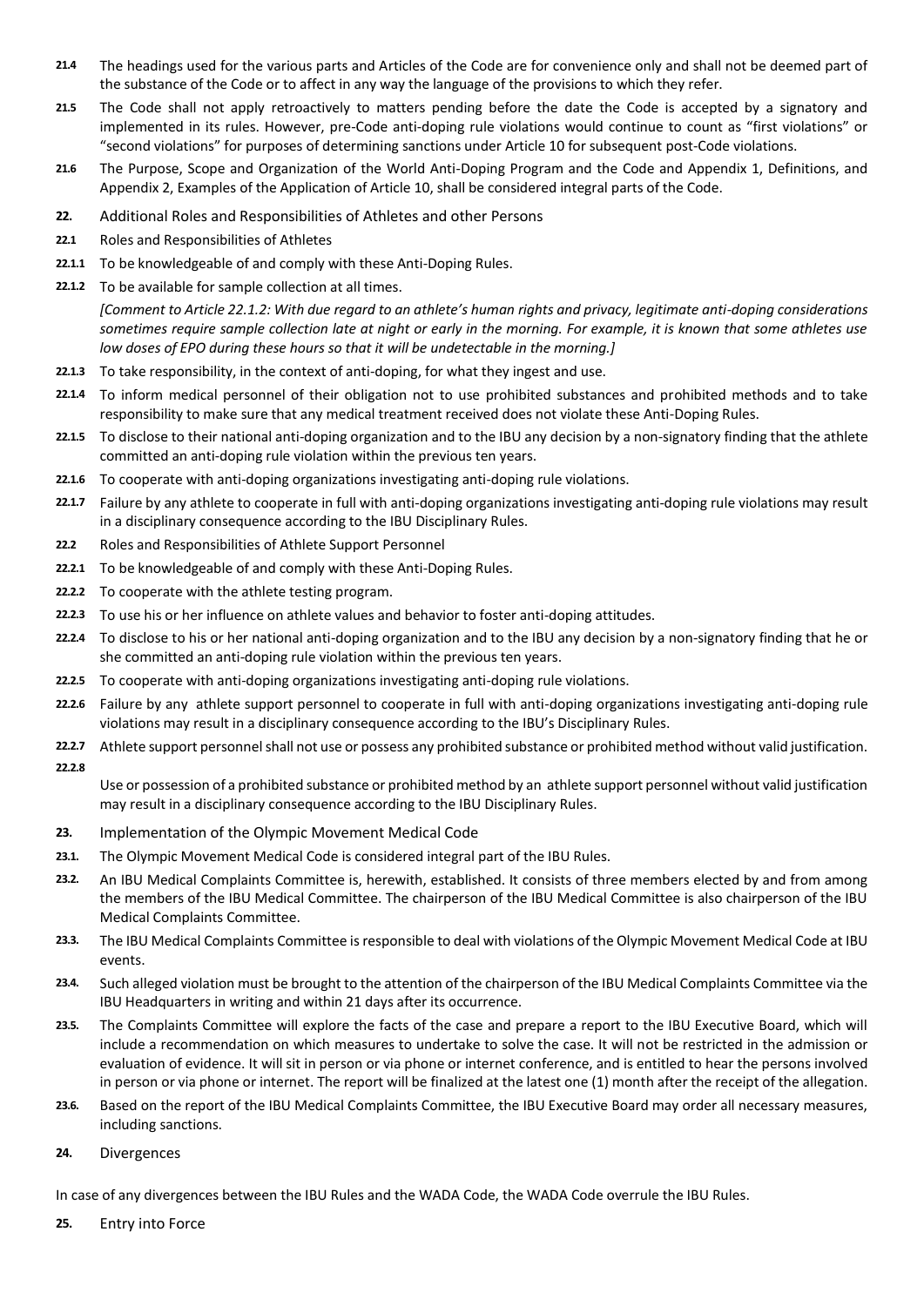**21.4** The headings used for the various parts and Articles of the Code are for convenience only and shall not be deemed part of the substance of the Code or to affect in any way the language of the provisions to which they refer.

**21.5** The Code shall not apply retroactively to matters pending before the date the Code is accepted by a signatory and implemented in its rules. However, pre-Code anti-doping rule violations would continue to count as "first violations" or "second violations" for purposes of determining sanctions under Article 10 for subsequent post-Code violations.

**21.6** The Purpose, Scope and Organization of the World Anti-Doping Program and the Code and Appendix 1, Definitions, and Appendix 2, Examples of the Application of Article 10, shall be considered integral parts of the Code.

## 22. Additional Roles and Responsibilities of Athletes and other Persons

### 22.1 Roles and Responsibilities of Athletes

**22.1.1** To be knowledgeable of and comply with these Anti-Doping Rules.

**22.1.2** To be available for sample collection at all times.

*[Comment to Article 22.1.2: With due regard to an athlete's human rights and privacy, legitimate anti-doping considerations sometimes require sample collection late at night or early in the morning. For example, it is known that some athletes use low doses of EPO during these hours so that it will be undetectable in the morning.]*

**22.1.3** To take responsibility, in the context of anti-doping, for what they ingest and use.

**22.1.4** To inform medical personnel of their obligation not to use prohibited substances and prohibited methods and to take responsibility to make sure that any medical treatment received does not violate these Anti-Doping Rules.

**22.1.5** To disclose to their national anti-doping organization and to the IBU any decision by a non-signatory finding that the athlete committed an anti-doping rule violation within the previous ten years.

**22.1.6** To cooperate with anti-doping organizations investigating anti-doping rule violations.

**22.1.7** Failure by any athlete to cooperate in full with anti-doping organizations investigating anti-doping rule violations may result in a disciplinary consequence according to the IBU Disciplinary Rules.

### 22.2 Roles and Responsibilities of Athlete Support Personnel

**22.2.1** To be knowledgeable of and comply with these Anti-Doping Rules.

**22.2.2** To cooperate with the athlete testing program.

**22.2.3** To use his or her influence on athlete values and behavior to foster anti-doping attitudes.

**22.2.4** To disclose to his or her national anti-doping organization and to the IBU any decision by a non-signatory finding that he or she committed an anti-doping rule violation within the previous ten years.

**22.2.5** To cooperate with anti-doping organizations investigating anti-doping rule violations.

**22.2.6** Failure by any athlete support personnel to cooperate in full with anti-doping organizations investigating anti-doping rule violations may result in a disciplinary consequence according to the IBU's Disciplinary Rules.

**22.2.7** Athlete support personnel shall not use or possess any prohibited substance or prohibited method without valid justification.

**22.2.8** Use or possession of a prohibited substance or prohibited method by an athlete support personnel without valid justification may result in a disciplinary consequence according to the IBU Disciplinary Rules.

## 23. Implementation of the Olympic Movement Medical Code

**23.1.** The Olympic Movement Medical Code is considered integral part of the IBU Rules.

**23.2.** An IBU Medical Complaints Committee is, herewith, established. It consists of three members elected by and from among the members of the IBU Medical Committee. The chairperson of the IBU Medical Committee is also chairperson of the IBU Medical Complaints Committee.

**23.3.** The IBU Medical Complaints Committee is responsible to deal with violations of the Olympic Movement Medical Code at IBU events.

**23.4.** Such alleged violation must be brought to the attention of the chairperson of the IBU Medical Complaints Committee via the IBU Headquarters in writing and within 21 days after its occurrence.

**23.5.** The Complaints Committee will explore the facts of the case and prepare a report to the IBU Executive Board, which will include a recommendation on which measures to undertake to solve the case. It will not be restricted in the admission or evaluation of evidence. It will sit in person or via phone or internet conference, and is entitled to hear the persons involved in person or via phone or internet. The report will be finalized at the latest one (1) month after the receipt of the allegation.

**23.6.** Based on the report of the IBU Medical Complaints Committee, the IBU Executive Board may order all necessary measures, including sanctions.

## 24. Divergences

In case of any divergences between the IBU Rules and the WADA Code, the WADA Code overrule the IBU Rules.

## 25. Entry into Force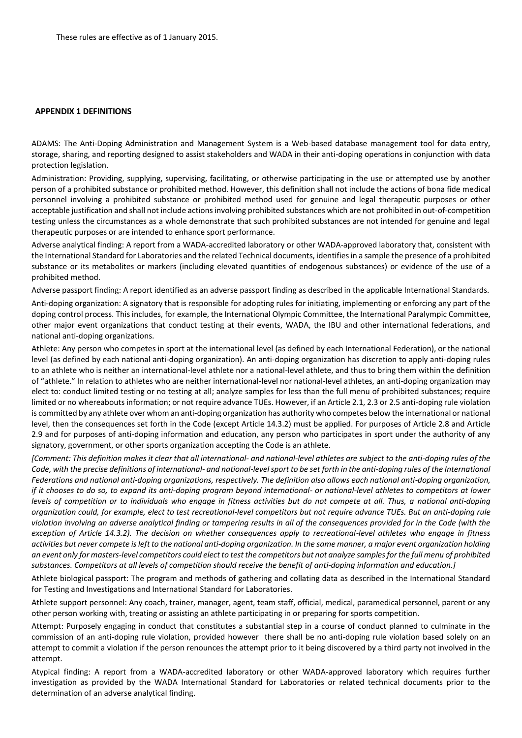These rules are effective as of 1 January 2015.

## APPENDIX 1 DEFINITIONS

ADAMS: The Anti-Doping Administration and Management System is a Web-based database management tool for data entry, storage, sharing, and reporting designed to assist stakeholders and WADA in their anti-doping operations in conjunction with data protection legislation.

Administration: Providing, supplying, supervising, facilitating, or otherwise participating in the use or attempted use by another person of a prohibited substance or prohibited method. However, this definition shall not include the actions of bona fide medical personnel involving a prohibited substance or prohibited method used for genuine and legal therapeutic purposes or other acceptable justification and shall not include actions involving prohibited substances which are not prohibited in out-of-competition testing unless the circumstances as a whole demonstrate that such prohibited substances are not intended for genuine and legal therapeutic purposes or are intended to enhance sport performance.

Adverse analytical finding: A report from a WADA-accredited laboratory or other WADA-approved laboratory that, consistent with the International Standard for Laboratories and the related Technical documents, identifies in a sample the presence of a prohibited substance or its metabolites or markers (including elevated quantities of endogenous substances) or evidence of the use of a prohibited method.

Adverse passport finding: A report identified as an adverse passport finding as described in the applicable International Standards.

Anti-doping organization: A signatory that is responsible for adopting rules for initiating, implementing or enforcing any part of the doping control process. This includes, for example, the International Olympic Committee, the International Paralympic Committee, other major event organizations that conduct testing at their events, WADA, the IBU and other international federations, and national anti-doping organizations.

Athlete: Any person who competes in sport at the international level (as defined by each International Federation), or the national level (as defined by each national anti-doping organization). An anti-doping organization has discretion to apply anti-doping rules to an athlete who is neither an international-level athlete nor a national-level athlete, and thus to bring them within the definition of "athlete." In relation to athletes who are neither international-level nor national-level athletes, an anti-doping organization may elect to: conduct limited testing or no testing at all; analyze samples for less than the full menu of prohibited substances; require limited or no whereabouts information; or not require advance TUEs. However, if an Article 2.1, 2.3 or 2.5 anti-doping rule violation is committed by any athlete over whom an anti-doping organization has authority who competes below the international or national level, then the consequences set forth in the Code (except Article 14.3.2) must be applied. For purposes of Article 2.8 and Article 2.9 and for purposes of anti-doping information and education, any person who participates in sport under the authority of any signatory, government, or other sports organization accepting the Code is an athlete.

*[Comment: This definition makes it clear that all international- and national-level athletes are subject to the anti-doping rules of the Code, with the precise definitions of international- and national-level sport to be set forth in the anti-doping rules of the International Federations and national anti-doping organizations, respectively. The definition also allows each national anti-doping organization, if it chooses to do so, to expand its anti-doping program beyond international- or national-level athletes to competitors at lower levels of competition or to individuals who engage in fitness activities but do not compete at all. Thus, a national anti-doping organization could, for example, elect to test recreational-level competitors but not require advance TUEs. But an anti-doping rule violation involving an adverse analytical finding or tampering results in all of the consequences provided for in the Code (with the exception of Article 14.3.2). The decision on whether consequences apply to recreational-level athletes who engage in fitness activities but never compete is left to the national anti-doping organization. In the same manner, a major event organization holding an event only for masters-level competitors could elect to test the competitors but not analyze samples for the full menu of prohibited substances. Competitors at all levels of competition should receive the benefit of anti-doping information and education.]*

Athlete biological passport: The program and methods of gathering and collating data as described in the International Standard for Testing and Investigations and International Standard for Laboratories.

Athlete support personnel: Any coach, trainer, manager, agent, team staff, official, medical, paramedical personnel, parent or any other person working with, treating or assisting an athlete participating in or preparing for sports competition.

Attempt: Purposely engaging in conduct that constitutes a substantial step in a course of conduct planned to culminate in the commission of an anti-doping rule violation, provided however there shall be no anti-doping rule violation based solely on an attempt to commit a violation if the person renounces the attempt prior to it being discovered by a third party not involved in the attempt.

Atypical finding: A report from a WADA-accredited laboratory or other WADA-approved laboratory which requires further investigation as provided by the WADA International Standard for Laboratories or related technical documents prior to the determination of an adverse analytical finding.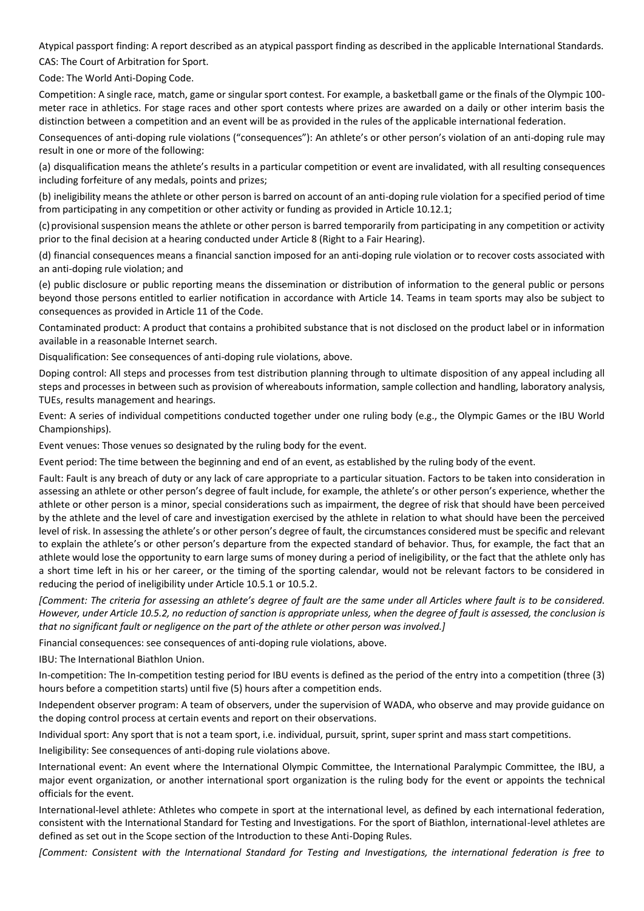Atypical passport finding: A report described as an atypical passport finding as described in the applicable International Standards.

CAS: The Court of Arbitration for Sport.

Code: The World Anti-Doping Code.

Competition: A single race, match, game or singular sport contest. For example, a basketball game or the finals of the Olympic 100-meter race in athletics. For stage races and other sport contests where prizes are awarded on a daily or other interim basis the distinction between a competition and an event will be as provided in the rules of the applicable international federation.

Consequences of anti-doping rule violations ("consequences"): An athlete's or other person's violation of an anti-doping rule may result in one or more of the following:

(a) disqualification means the athlete's results in a particular competition or event are invalidated, with all resulting consequences including forfeiture of any medals, points and prizes;

(b) ineligibility means the athlete or other person is barred on account of an anti-doping rule violation for a specified period of time from participating in any competition or other activity or funding as provided in Article 10.12.1;

(c) provisional suspension means the athlete or other person is barred temporarily from participating in any competition or activity prior to the final decision at a hearing conducted under Article 8 (Right to a Fair Hearing).

(d) financial consequences means a financial sanction imposed for an anti-doping rule violation or to recover costs associated with an anti-doping rule violation; and

(e) public disclosure or public reporting means the dissemination or distribution of information to the general public or persons beyond those persons entitled to earlier notification in accordance with Article 14. Teams in team sports may also be subject to consequences as provided in Article 11 of the Code.

Contaminated product: A product that contains a prohibited substance that is not disclosed on the product label or in information available in a reasonable Internet search.

Disqualification: See consequences of anti-doping rule violations, above.

Doping control: All steps and processes from test distribution planning through to ultimate disposition of any appeal including all steps and processes in between such as provision of whereabouts information, sample collection and handling, laboratory analysis, TUEs, results management and hearings.

Event: A series of individual competitions conducted together under one ruling body (e.g., the Olympic Games or the IBU World Championships).

Event venues: Those venues so designated by the ruling body for the event.

Event period: The time between the beginning and end of an event, as established by the ruling body of the event.

Fault: Fault is any breach of duty or any lack of care appropriate to a particular situation. Factors to be taken into consideration in assessing an athlete or other person's degree of fault include, for example, the athlete's or other person's experience, whether the athlete or other person is a minor, special considerations such as impairment, the degree of risk that should have been perceived by the athlete and the level of care and investigation exercised by the athlete in relation to what should have been the perceived level of risk. In assessing the athlete's or other person's degree of fault, the circumstances considered must be specific and relevant to explain the athlete's or other person's departure from the expected standard of behavior. Thus, for example, the fact that an athlete would lose the opportunity to earn large sums of money during a period of ineligibility, or the fact that the athlete only has a short time left in his or her career, or the timing of the sporting calendar, would not be relevant factors to be considered in reducing the period of ineligibility under Article 10.5.1 or 10.5.2.

*[Comment: The criteria for assessing an athlete's degree of fault are the same under all Articles where fault is to be considered. However, under Article 10.5.2, no reduction of sanction is appropriate unless, when the degree of fault is assessed, the conclusion is that no significant fault or negligence on the part of the athlete or other person was involved.]*

Financial consequences: see consequences of anti-doping rule violations, above.

IBU: The International Biathlon Union.

In-competition: The In-competition testing period for IBU events is defined as the period of the entry into a competition (three (3) hours before a competition starts) until five (5) hours after a competition ends.

Independent observer program: A team of observers, under the supervision of WADA, who observe and may provide guidance on the doping control process at certain events and report on their observations.

Individual sport: Any sport that is not a team sport, i.e. individual, pursuit, sprint, super sprint and mass start competitions.

Ineligibility: See consequences of anti-doping rule violations above.

International event: An event where the International Olympic Committee, the International Paralympic Committee, the IBU, a major event organization, or another international sport organization is the ruling body for the event or appoints the technical officials for the event.

International-level athlete: Athletes who compete in sport at the international level, as defined by each international federation, consistent with the International Standard for Testing and Investigations. For the sport of Biathlon, international-level athletes are defined as set out in the Scope section of the Introduction to these Anti-Doping Rules.

*[Comment: Consistent with the International Standard for Testing and Investigations, the international federation is free to*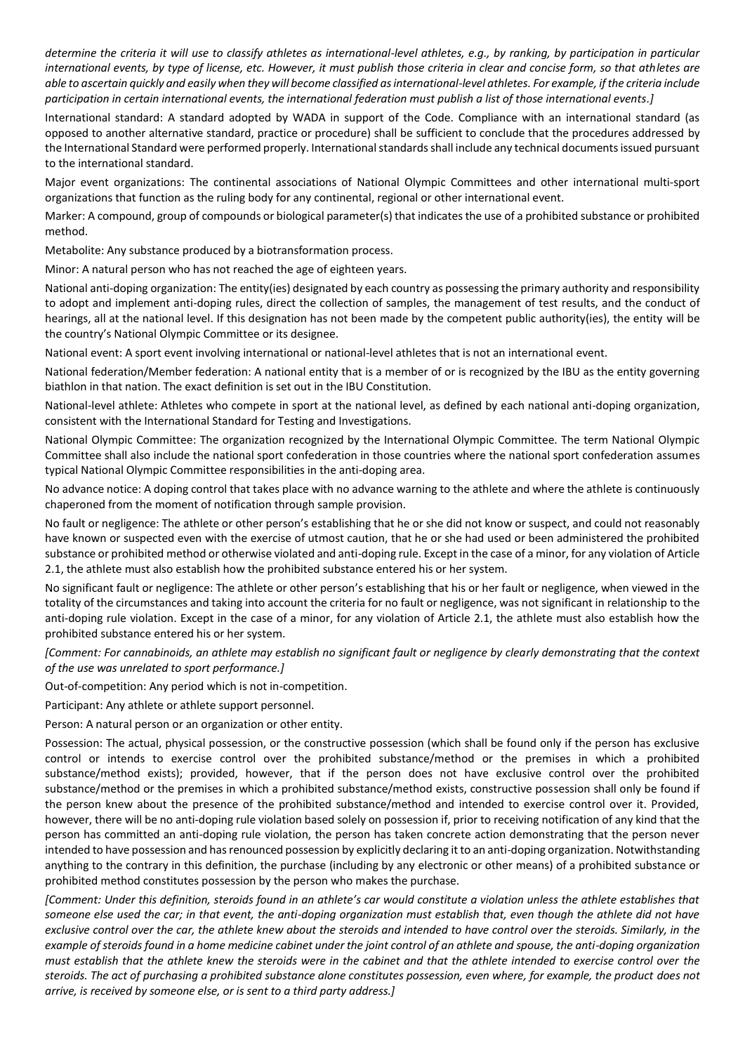*determine the criteria it will use to classify athletes as international-level athletes, e.g., by ranking, by participation in particular international events, by type of license, etc. However, it must publish those criteria in clear and concise form, so that athletes are able to ascertain quickly and easily when they will become classified as international-level athletes. For example, if the criteria include participation in certain international events, the international federation must publish a list of those international events.]*

International standard: A standard adopted by WADA in support of the Code. Compliance with an international standard (as opposed to another alternative standard, practice or procedure) shall be sufficient to conclude that the procedures addressed by the International Standard were performed properly. International standards shall include any technical documents issued pursuant to the international standard.

Major event organizations: The continental associations of National Olympic Committees and other international multi-sport organizations that function as the ruling body for any continental, regional or other international event.

Marker: A compound, group of compounds or biological parameter(s) that indicates the use of a prohibited substance or prohibited method.

Metabolite: Any substance produced by a biotransformation process.

Minor: A natural person who has not reached the age of eighteen years.

National anti-doping organization: The entity(ies) designated by each country as possessing the primary authority and responsibility to adopt and implement anti-doping rules, direct the collection of samples, the management of test results, and the conduct of hearings, all at the national level. If this designation has not been made by the competent public authority(ies), the entity will be the country's National Olympic Committee or its designee.

National event: A sport event involving international or national-level athletes that is not an international event.

National federation/Member federation: A national entity that is a member of or is recognized by the IBU as the entity governing biathlon in that nation. The exact definition is set out in the IBU Constitution.

National-level athlete: Athletes who compete in sport at the national level, as defined by each national anti-doping organization, consistent with the International Standard for Testing and Investigations.

National Olympic Committee: The organization recognized by the International Olympic Committee. The term National Olympic Committee shall also include the national sport confederation in those countries where the national sport confederation assumes typical National Olympic Committee responsibilities in the anti-doping area.

No advance notice: A doping control that takes place with no advance warning to the athlete and where the athlete is continuously chaperoned from the moment of notification through sample provision.

No fault or negligence: The athlete or other person's establishing that he or she did not know or suspect, and could not reasonably have known or suspected even with the exercise of utmost caution, that he or she had used or been administered the prohibited substance or prohibited method or otherwise violated and anti-doping rule. Except in the case of a minor, for any violation of Article 2.1, the athlete must also establish how the prohibited substance entered his or her system.

No significant fault or negligence: The athlete or other person's establishing that his or her fault or negligence, when viewed in the totality of the circumstances and taking into account the criteria for no fault or negligence, was not significant in relationship to the anti-doping rule violation. Except in the case of a minor, for any violation of Article 2.1, the athlete must also establish how the prohibited substance entered his or her system.

*[Comment: For cannabinoids, an athlete may establish no significant fault or negligence by clearly demonstrating that the context of the use was unrelated to sport performance.]*

Out-of-competition: Any period which is not in-competition.

Participant: Any athlete or athlete support personnel.

Person: A natural person or an organization or other entity.

Possession: The actual, physical possession, or the constructive possession (which shall be found only if the person has exclusive control or intends to exercise control over the prohibited substance/method or the premises in which a prohibited substance/method exists); provided, however, that if the person does not have exclusive control over the prohibited substance/method or the premises in which a prohibited substance/method exists, constructive possession shall only be found if the person knew about the presence of the prohibited substance/method and intended to exercise control over it. Provided, however, there will be no anti-doping rule violation based solely on possession if, prior to receiving notification of any kind that the person has committed an anti-doping rule violation, the person has taken concrete action demonstrating that the person never intended to have possession and has renounced possession by explicitly declaring it to an anti-doping organization. Notwithstanding anything to the contrary in this definition, the purchase (including by any electronic or other means) of a prohibited substance or prohibited method constitutes possession by the person who makes the purchase.

*[Comment: Under this definition, steroids found in an athlete's car would constitute a violation unless the athlete establishes that someone else used the car; in that event, the anti-doping organization must establish that, even though the athlete did not have exclusive control over the car, the athlete knew about the steroids and intended to have control over the steroids. Similarly, in the example of steroids found in a home medicine cabinet under the joint control of an athlete and spouse, the anti-doping organization must establish that the athlete knew the steroids were in the cabinet and that the athlete intended to exercise control over the steroids. The act of purchasing a prohibited substance alone constitutes possession, even where, for example, the product does not arrive, is received by someone else, or is sent to a third party address.]*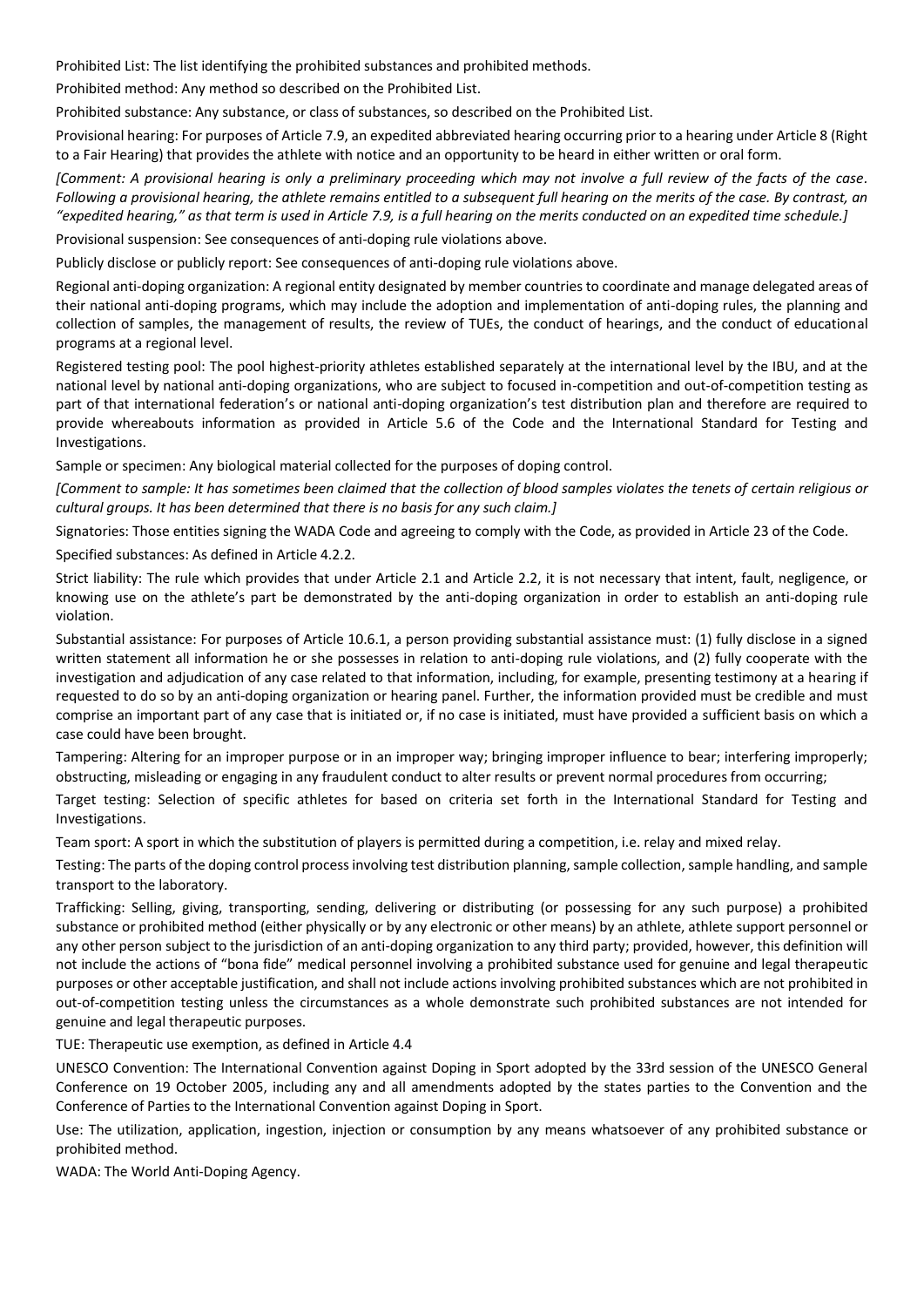Prohibited List: The list identifying the prohibited substances and prohibited methods.

Prohibited method: Any method so described on the Prohibited List.

Prohibited substance: Any substance, or class of substances, so described on the Prohibited List.

Provisional hearing: For purposes of Article 7.9, an expedited abbreviated hearing occurring prior to a hearing under Article 8 (Right to a Fair Hearing) that provides the athlete with notice and an opportunity to be heard in either written or oral form.

*[Comment: A provisional hearing is only a preliminary proceeding which may not involve a full review of the facts of the case. Following a provisional hearing, the athlete remains entitled to a subsequent full hearing on the merits of the case. By contrast, an "expedited hearing," as that term is used in Article 7.9, is a full hearing on the merits conducted on an expedited time schedule.]*

Provisional suspension: See consequences of anti-doping rule violations above.

Publicly disclose or publicly report: See consequences of anti-doping rule violations above.

Regional anti-doping organization: A regional entity designated by member countries to coordinate and manage delegated areas of their national anti-doping programs, which may include the adoption and implementation of anti-doping rules, the planning and collection of samples, the management of results, the review of TUEs, the conduct of hearings, and the conduct of educational programs at a regional level.

Registered testing pool: The pool highest-priority athletes established separately at the international level by the IBU, and at the national level by national anti-doping organizations, who are subject to focused in-competition and out-of-competition testing as part of that international federation's or national anti-doping organization's test distribution plan and therefore are required to provide whereabouts information as provided in Article 5.6 of the Code and the International Standard for Testing and Investigations.

Sample or specimen: Any biological material collected for the purposes of doping control.

*[Comment to sample: It has sometimes been claimed that the collection of blood samples violates the tenets of certain religious or cultural groups. It has been determined that there is no basis for any such claim.]*

Signatories: Those entities signing the WADA Code and agreeing to comply with the Code, as provided in Article 23 of the Code.

Specified substances: As defined in Article 4.2.2.

Strict liability: The rule which provides that under Article 2.1 and Article 2.2, it is not necessary that intent, fault, negligence, or knowing use on the athlete's part be demonstrated by the anti-doping organization in order to establish an anti-doping rule violation.

Substantial assistance: For purposes of Article 10.6.1, a person providing substantial assistance must: (1) fully disclose in a signed written statement all information he or she possesses in relation to anti-doping rule violations, and (2) fully cooperate with the investigation and adjudication of any case related to that information, including, for example, presenting testimony at a hearing if requested to do so by an anti-doping organization or hearing panel. Further, the information provided must be credible and must comprise an important part of any case that is initiated or, if no case is initiated, must have provided a sufficient basis on which a case could have been brought.

Tampering: Altering for an improper purpose or in an improper way; bringing improper influence to bear; interfering improperly; obstructing, misleading or engaging in any fraudulent conduct to alter results or prevent normal procedures from occurring;

Target testing: Selection of specific athletes for based on criteria set forth in the International Standard for Testing and Investigations.

Team sport: A sport in which the substitution of players is permitted during a competition, i.e. relay and mixed relay.

Testing: The parts of the doping control process involving test distribution planning, sample collection, sample handling, and sample transport to the laboratory.

Trafficking: Selling, giving, transporting, sending, delivering or distributing (or possessing for any such purpose) a prohibited substance or prohibited method (either physically or by any electronic or other means) by an athlete, athlete support personnel or any other person subject to the jurisdiction of an anti-doping organization to any third party; provided, however, this definition will not include the actions of "bona fide" medical personnel involving a prohibited substance used for genuine and legal therapeutic purposes or other acceptable justification, and shall not include actions involving prohibited substances which are not prohibited in out-of-competition testing unless the circumstances as a whole demonstrate such prohibited substances are not intended for genuine and legal therapeutic purposes.

TUE: Therapeutic use exemption, as defined in Article 4.4

UNESCO Convention: The International Convention against Doping in Sport adopted by the 33rd session of the UNESCO General Conference on 19 October 2005, including any and all amendments adopted by the states parties to the Convention and the Conference of Parties to the International Convention against Doping in Sport.

Use: The utilization, application, ingestion, injection or consumption by any means whatsoever of any prohibited substance or prohibited method.

WADA: The World Anti-Doping Agency.